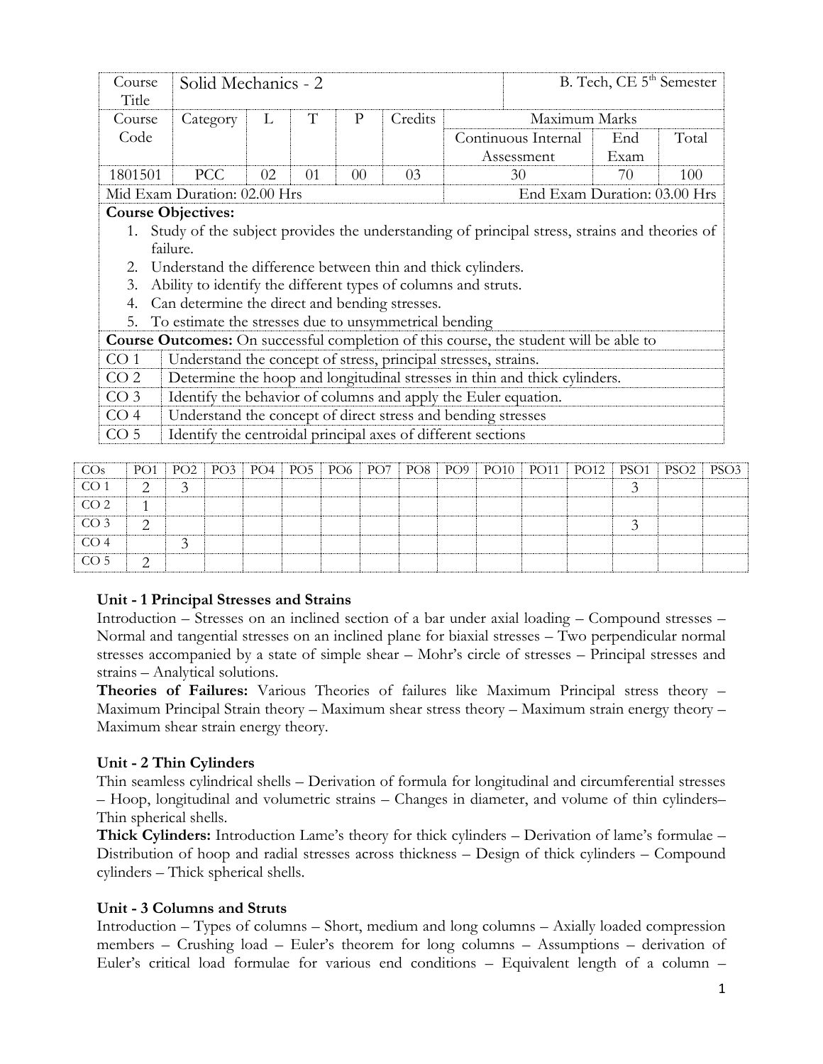| Course Title | Solid Mechanics - 2 | | | | | B. Tech, CE 5th Semester | | |
|---|---|---|---|---|---|---|---|---|
| Course Code | Category | L | T | P | Credits | Maximum Marks | | |
| | | | | | | Continuous Internal Assessment | End Exam | Total |
| 1801501 | PCC | 02 | 01 | 00 | 03 | 30 | 70 | 100 |
| Mid Exam Duration: 02.00 Hrs | | | | | | End Exam Duration: 03.00 Hrs | | |

**Course Objectives:**

1. Study of the subject provides the understanding of principal stress, strains and theories of failure.
2. Understand the difference between thin and thick cylinders.
3. Ability to identify the different types of columns and struts.
4. Can determine the direct and bending stresses.
5. To estimate the stresses due to unsymmetrical bending

**Course Outcomes:** On successful completion of this course, the student will be able to

| | |
|---|---|
| CO 1 | Understand the concept of stress, principal stresses, strains. |
| CO 2 | Determine the hoop and longitudinal stresses in thin and thick cylinders. |
| CO 3 | Identify the behavior of columns and apply the Euler equation. |
| CO 4 | Understand the concept of direct stress and bending stresses |
| CO 5 | Identify the centroidal principal axes of different sections |

| COs | PO1 | PO2 | PO3 | PO4 | PO5 | PO6 | PO7 | PO8 | PO9 | PO10 | PO11 | PO12 | PSO1 | PSO2 | PSO3 |
|---|---|---|---|---|---|---|---|---|---|---|---|---|---|---|---|
| CO 1 | 2 | 3 | | | | | | | | | | | 3 | | |
| CO 2 | 1 | | | | | | | | | | | | | | |
| CO 3 | 2 | | | | | | | | | | | | 3 | | |
| CO 4 | | 3 | | | | | | | | | | | | | |
| CO 5 | 2 | | | | | | | | | | | | | | |

### Unit - 1 Principal Stresses and Strains

Introduction – Stresses on an inclined section of a bar under axial loading – Compound stresses – Normal and tangential stresses on an inclined plane for biaxial stresses – Two perpendicular normal stresses accompanied by a state of simple shear – Mohr's circle of stresses – Principal stresses and strains – Analytical solutions.

**Theories of Failures:** Various Theories of failures like Maximum Principal stress theory – Maximum Principal Strain theory – Maximum shear stress theory – Maximum strain energy theory – Maximum shear strain energy theory.

### Unit - 2 Thin Cylinders

Thin seamless cylindrical shells – Derivation of formula for longitudinal and circumferential stresses – Hoop, longitudinal and volumetric strains – Changes in diameter, and volume of thin cylinders– Thin spherical shells.

**Thick Cylinders:** Introduction Lame's theory for thick cylinders – Derivation of lame's formulae – Distribution of hoop and radial stresses across thickness – Design of thick cylinders – Compound cylinders – Thick spherical shells.

### Unit - 3 Columns and Struts

Introduction – Types of columns – Short, medium and long columns – Axially loaded compression members – Crushing load – Euler's theorem for long columns – Assumptions – derivation of Euler's critical load formulae for various end conditions – Equivalent length of a column –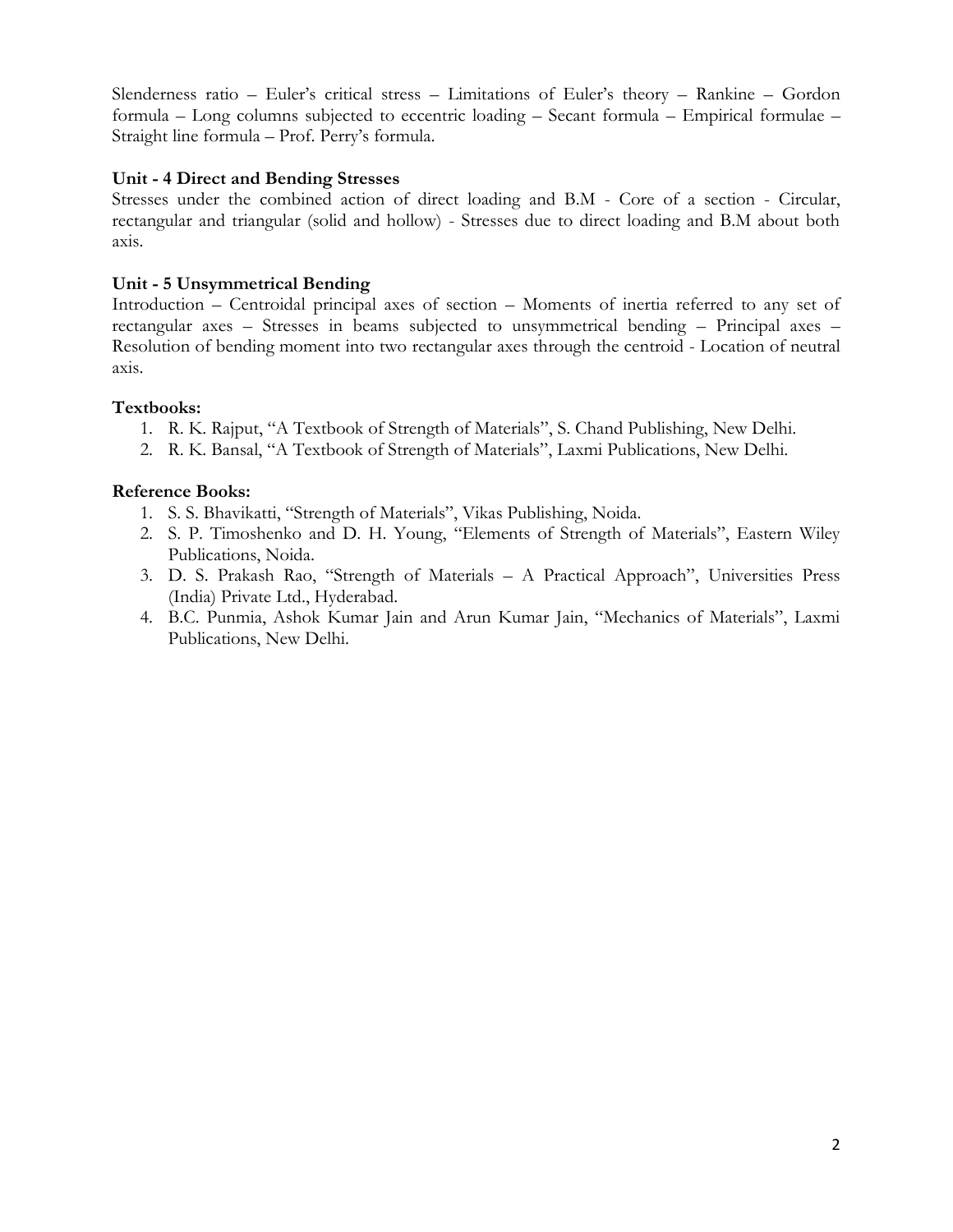Slenderness ratio – Euler's critical stress – Limitations of Euler's theory – Rankine – Gordon formula – Long columns subjected to eccentric loading – Secant formula – Empirical formulae – Straight line formula – Prof. Perry's formula.

**Unit - 4 Direct and Bending Stresses**

Stresses under the combined action of direct loading and B.M - Core of a section - Circular, rectangular and triangular (solid and hollow) - Stresses due to direct loading and B.M about both axis.

**Unit - 5 Unsymmetrical Bending**

Introduction – Centroidal principal axes of section – Moments of inertia referred to any set of rectangular axes – Stresses in beams subjected to unsymmetrical bending – Principal axes – Resolution of bending moment into two rectangular axes through the centroid - Location of neutral axis.

**Textbooks:**

1. R. K. Rajput, "A Textbook of Strength of Materials", S. Chand Publishing, New Delhi.
2. R. K. Bansal, "A Textbook of Strength of Materials", Laxmi Publications, New Delhi.

**Reference Books:**

1. S. S. Bhavikatti, "Strength of Materials", Vikas Publishing, Noida.
2. S. P. Timoshenko and D. H. Young, "Elements of Strength of Materials", Eastern Wiley Publications, Noida.
3. D. S. Prakash Rao, "Strength of Materials – A Practical Approach", Universities Press (India) Private Ltd., Hyderabad.
4. B.C. Punmia, Ashok Kumar Jain and Arun Kumar Jain, "Mechanics of Materials", Laxmi Publications, New Delhi.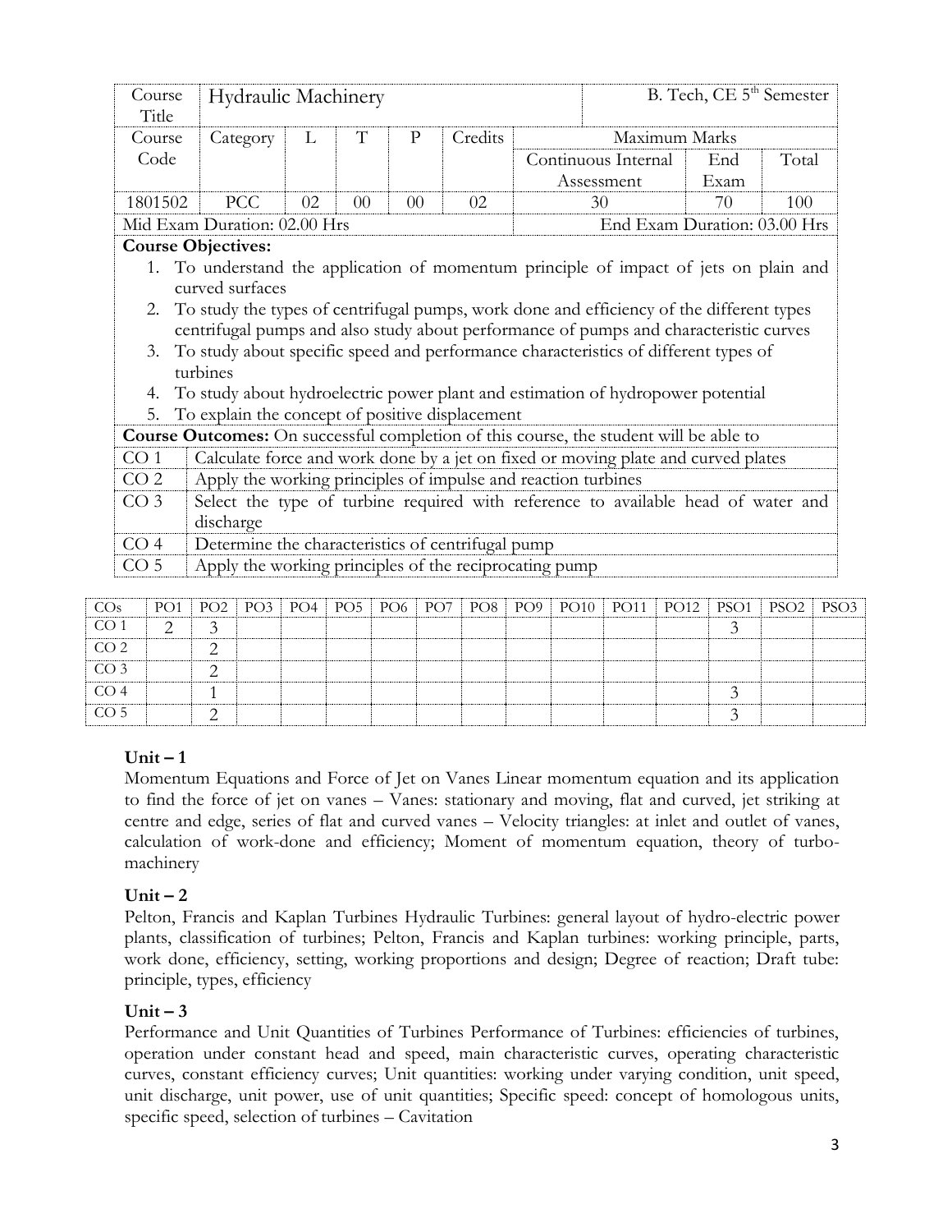| Course Title | Hydraulic Machinery | | | | | B. Tech, CE 5th Semester | | |
|---|---|---|---|---|---|---|---|---|
| Course Code | Category | L | T | P | Credits | Maximum Marks | | |
| | | | | | | Continuous Internal Assessment | End Exam | Total |
| 1801502 | PCC | 02 | 00 | 00 | 02 | 30 | 70 | 100 |
| Mid Exam Duration: 02.00 Hrs | | | | | | End Exam Duration: 03.00 Hrs | | |

**Course Objectives:**

1. To understand the application of momentum principle of impact of jets on plain and curved surfaces
2. To study the types of centrifugal pumps, work done and efficiency of the different types centrifugal pumps and also study about performance of pumps and characteristic curves
3. To study about specific speed and performance characteristics of different types of turbines
4. To study about hydroelectric power plant and estimation of hydropower potential
5. To explain the concept of positive displacement

**Course Outcomes:** On successful completion of this course, the student will be able to

| | |
|---|---|
| CO 1 | Calculate force and work done by a jet on fixed or moving plate and curved plates |
| CO 2 | Apply the working principles of impulse and reaction turbines |
| CO 3 | Select the type of turbine required with reference to available head of water and discharge |
| CO 4 | Determine the characteristics of centrifugal pump |
| CO 5 | Apply the working principles of the reciprocating pump |

| COs | PO1 | PO2 | PO3 | PO4 | PO5 | PO6 | PO7 | PO8 | PO9 | PO10 | PO11 | PO12 | PSO1 | PSO2 | PSO3 |
|---|---|---|---|---|---|---|---|---|---|---|---|---|---|---|---|
| CO 1 | 2 | 3 | | | | | | | | | | | 3 | | |
| CO 2 | | 2 | | | | | | | | | | | | | |
| CO 3 | | 2 | | | | | | | | | | | | | |
| CO 4 | | 1 | | | | | | | | | | | 3 | | |
| CO 5 | | 2 | | | | | | | | | | | 3 | | |

### Unit – 1

Momentum Equations and Force of Jet on Vanes Linear momentum equation and its application to find the force of jet on vanes – Vanes: stationary and moving, flat and curved, jet striking at centre and edge, series of flat and curved vanes – Velocity triangles: at inlet and outlet of vanes, calculation of work-done and efficiency; Moment of momentum equation, theory of turbo-machinery

### Unit – 2

Pelton, Francis and Kaplan Turbines Hydraulic Turbines: general layout of hydro-electric power plants, classification of turbines; Pelton, Francis and Kaplan turbines: working principle, parts, work done, efficiency, setting, working proportions and design; Degree of reaction; Draft tube: principle, types, efficiency

### Unit – 3

Performance and Unit Quantities of Turbines Performance of Turbines: efficiencies of turbines, operation under constant head and speed, main characteristic curves, operating characteristic curves, constant efficiency curves; Unit quantities: working under varying condition, unit speed, unit discharge, unit power, use of unit quantities; Specific speed: concept of homologous units, specific speed, selection of turbines – Cavitation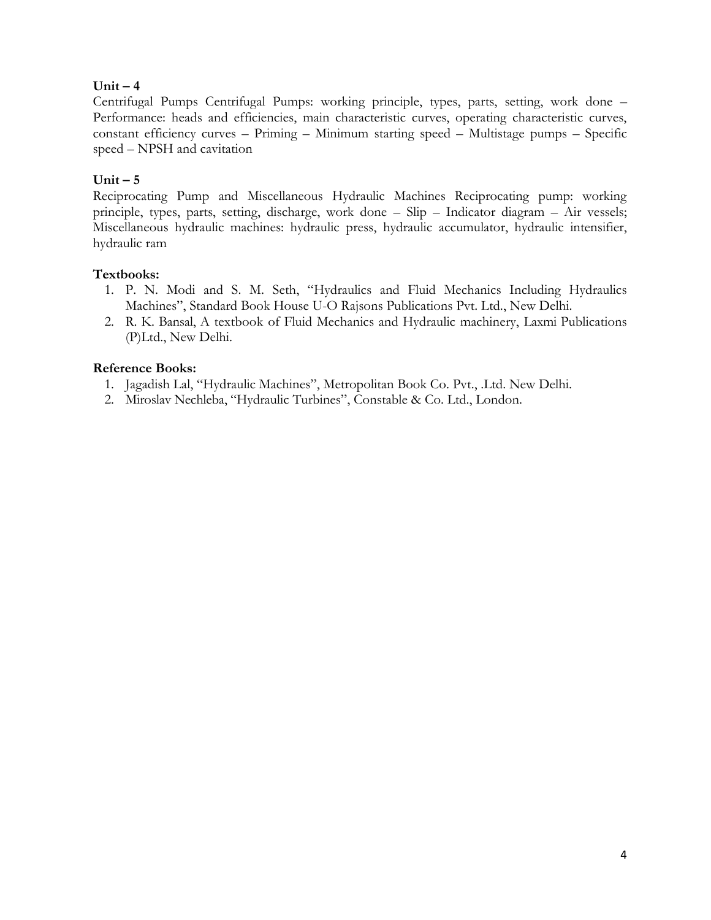**Unit – 4**

Centrifugal Pumps Centrifugal Pumps: working principle, types, parts, setting, work done – Performance: heads and efficiencies, main characteristic curves, operating characteristic curves, constant efficiency curves – Priming – Minimum starting speed – Multistage pumps – Specific speed – NPSH and cavitation

**Unit – 5**

Reciprocating Pump and Miscellaneous Hydraulic Machines Reciprocating pump: working principle, types, parts, setting, discharge, work done – Slip – Indicator diagram – Air vessels; Miscellaneous hydraulic machines: hydraulic press, hydraulic accumulator, hydraulic intensifier, hydraulic ram

**Textbooks:**

1. P. N. Modi and S. M. Seth, "Hydraulics and Fluid Mechanics Including Hydraulics Machines", Standard Book House U-O Rajsons Publications Pvt. Ltd., New Delhi.
2. R. K. Bansal, A textbook of Fluid Mechanics and Hydraulic machinery, Laxmi Publications (P)Ltd., New Delhi.

**Reference Books:**

1. Jagadish Lal, "Hydraulic Machines", Metropolitan Book Co. Pvt., .Ltd. New Delhi.
2. Miroslav Nechleba, "Hydraulic Turbines", Constable & Co. Ltd., London.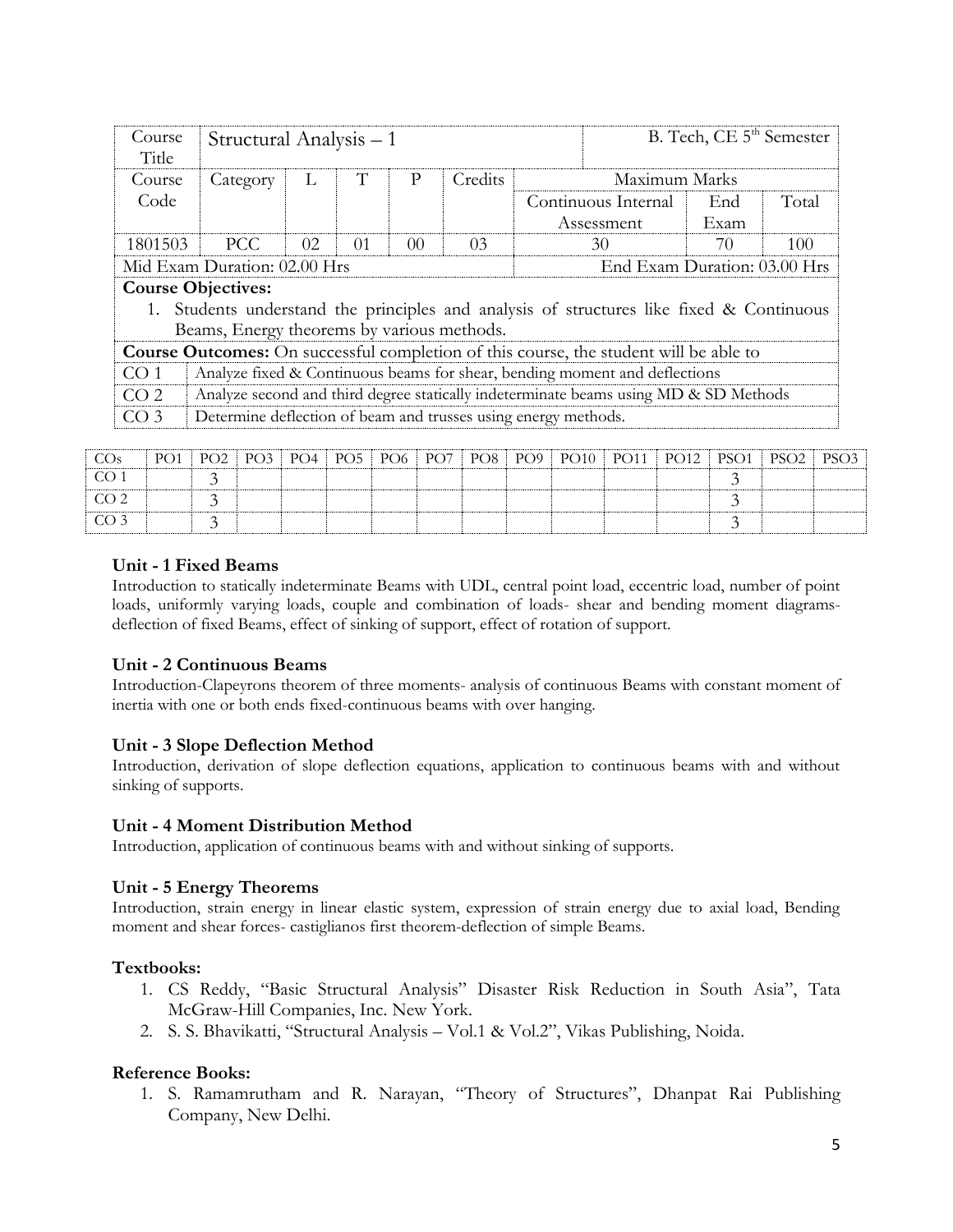| Course Title | Structural Analysis – 1 | | | | | B. Tech, CE 5th Semester | | |
|---|---|---|---|---|---|---|---|---|
| Course Code | Category | L | T | P | Credits | Maximum Marks | | |
| | | | | | | Continuous Internal Assessment | End Exam | Total |
| 1801503 | PCC | 02 | 01 | 00 | 03 | 30 | 70 | 100 |
| Mid Exam Duration: 02.00 Hrs | | | | | | End Exam Duration: 03.00 Hrs | | |

**Course Objectives:**

1. Students understand the principles and analysis of structures like fixed & Continuous Beams, Energy theorems by various methods.

**Course Outcomes:** On successful completion of this course, the student will be able to

| | |
|---|---|
| CO 1 | Analyze fixed & Continuous beams for shear, bending moment and deflections |
| CO 2 | Analyze second and third degree statically indeterminate beams using MD & SD Methods |
| CO 3 | Determine deflection of beam and trusses using energy methods. |

| COs | PO1 | PO2 | PO3 | PO4 | PO5 | PO6 | PO7 | PO8 | PO9 | PO10 | PO11 | PO12 | PSO1 | PSO2 | PSO3 |
|---|---|---|---|---|---|---|---|---|---|---|---|---|---|---|---|
| CO 1 | | 3 | | | | | | | | | | | 3 | | |
| CO 2 | | 3 | | | | | | | | | | | 3 | | |
| CO 3 | | 3 | | | | | | | | | | | 3 | | |

### Unit - 1 Fixed Beams

Introduction to statically indeterminate Beams with UDL, central point load, eccentric load, number of point loads, uniformly varying loads, couple and combination of loads- shear and bending moment diagrams-deflection of fixed Beams, effect of sinking of support, effect of rotation of support.

### Unit - 2 Continuous Beams

Introduction-Clapeyrons theorem of three moments- analysis of continuous Beams with constant moment of inertia with one or both ends fixed-continuous beams with over hanging.

### Unit - 3 Slope Deflection Method

Introduction, derivation of slope deflection equations, application to continuous beams with and without sinking of supports.

### Unit - 4 Moment Distribution Method

Introduction, application of continuous beams with and without sinking of supports.

### Unit - 5 Energy Theorems

Introduction, strain energy in linear elastic system, expression of strain energy due to axial load, Bending moment and shear forces- castiglianos first theorem-deflection of simple Beams.

### Textbooks:

1. CS Reddy, "Basic Structural Analysis" Disaster Risk Reduction in South Asia", Tata McGraw-Hill Companies, Inc. New York.
2. S. S. Bhavikatti, "Structural Analysis – Vol.1 & Vol.2", Vikas Publishing, Noida.

### Reference Books:

1. S. Ramamrutham and R. Narayan, "Theory of Structures", Dhanpat Rai Publishing Company, New Delhi.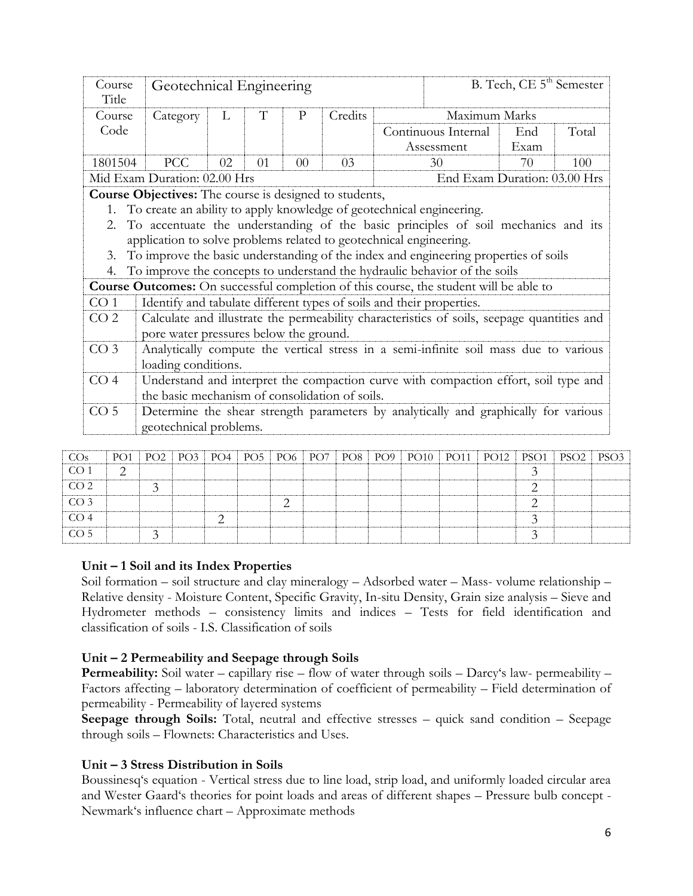| Course Title | Geotechnical Engineering | | | | | B. Tech, CE 5th Semester | | |
|---|---|---|---|---|---|---|---|---|
| Course Code | Category | L | T | P | Credits | Maximum Marks | | |
| | | | | | | Continuous Internal Assessment | End Exam | Total |
| 1801504 | PCC | 02 | 01 | 00 | 03 | 30 | 70 | 100 |
| Mid Exam Duration: 02.00 Hrs | | | | | | End Exam Duration: 03.00 Hrs | | |

**Course Objectives:** The course is designed to students,

1. To create an ability to apply knowledge of geotechnical engineering.
2. To accentuate the understanding of the basic principles of soil mechanics and its application to solve problems related to geotechnical engineering.
3. To improve the basic understanding of the index and engineering properties of soils
4. To improve the concepts to understand the hydraulic behavior of the soils

**Course Outcomes:** On successful completion of this course, the student will be able to

| | |
|---|---|
| CO 1 | Identify and tabulate different types of soils and their properties. |
| CO 2 | Calculate and illustrate the permeability characteristics of soils, seepage quantities and pore water pressures below the ground. |
| CO 3 | Analytically compute the vertical stress in a semi-infinite soil mass due to various loading conditions. |
| CO 4 | Understand and interpret the compaction curve with compaction effort, soil type and the basic mechanism of consolidation of soils. |
| CO 5 | Determine the shear strength parameters by analytically and graphically for various geotechnical problems. |

| COs | PO1 | PO2 | PO3 | PO4 | PO5 | PO6 | PO7 | PO8 | PO9 | PO10 | PO11 | PO12 | PSO1 | PSO2 | PSO3 |
|---|---|---|---|---|---|---|---|---|---|---|---|---|---|---|---|
| CO 1 | 2 | | | | | | | | | | | | 3 | | |
| CO 2 | | 3 | | | | | | | | | | | 2 | | |
| CO 3 | | | | | | 2 | | | | | | | 2 | | |
| CO 4 | | | | 2 | | | | | | | | | 3 | | |
| CO 5 | | 3 | | | | | | | | | | | 3 | | |

**Unit – 1 Soil and its Index Properties**

Soil formation – soil structure and clay mineralogy – Adsorbed water – Mass- volume relationship – Relative density - Moisture Content, Specific Gravity, In-situ Density, Grain size analysis – Sieve and Hydrometer methods – consistency limits and indices – Tests for field identification and classification of soils - I.S. Classification of soils

**Unit – 2 Permeability and Seepage through Soils**

**Permeability:** Soil water – capillary rise – flow of water through soils – Darcy‘s law- permeability – Factors affecting – laboratory determination of coefficient of permeability – Field determination of permeability - Permeability of layered systems

**Seepage through Soils:** Total, neutral and effective stresses – quick sand condition – Seepage through soils – Flownets: Characteristics and Uses.

**Unit – 3 Stress Distribution in Soils**

Boussinesq‘s equation - Vertical stress due to line load, strip load, and uniformly loaded circular area and Wester Gaard‘s theories for point loads and areas of different shapes – Pressure bulb concept - Newmark‘s influence chart – Approximate methods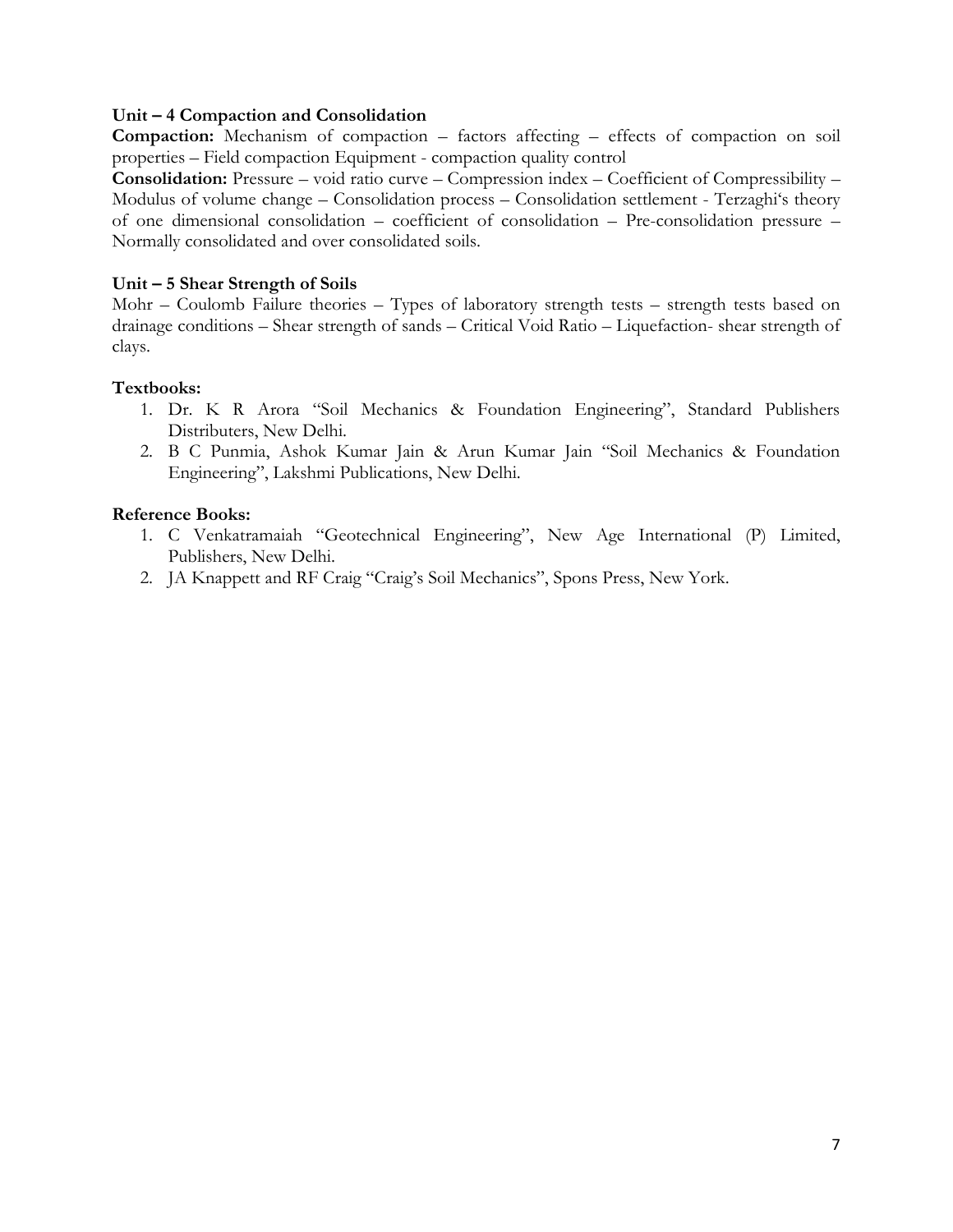**Unit – 4 Compaction and Consolidation**

**Compaction:** Mechanism of compaction – factors affecting – effects of compaction on soil properties – Field compaction Equipment - compaction quality control

**Consolidation:** Pressure – void ratio curve – Compression index – Coefficient of Compressibility – Modulus of volume change – Consolidation process – Consolidation settlement - Terzaghi's theory of one dimensional consolidation – coefficient of consolidation – Pre-consolidation pressure – Normally consolidated and over consolidated soils.

**Unit – 5 Shear Strength of Soils**

Mohr – Coulomb Failure theories – Types of laboratory strength tests – strength tests based on drainage conditions – Shear strength of sands – Critical Void Ratio – Liquefaction- shear strength of clays.

**Textbooks:**

1. Dr. K R Arora "Soil Mechanics & Foundation Engineering", Standard Publishers Distributers, New Delhi.
2. B C Punmia, Ashok Kumar Jain & Arun Kumar Jain "Soil Mechanics & Foundation Engineering", Lakshmi Publications, New Delhi.

**Reference Books:**

1. C Venkatramaiah "Geotechnical Engineering", New Age International (P) Limited, Publishers, New Delhi.
2. JA Knappett and RF Craig "Craig's Soil Mechanics", Spons Press, New York.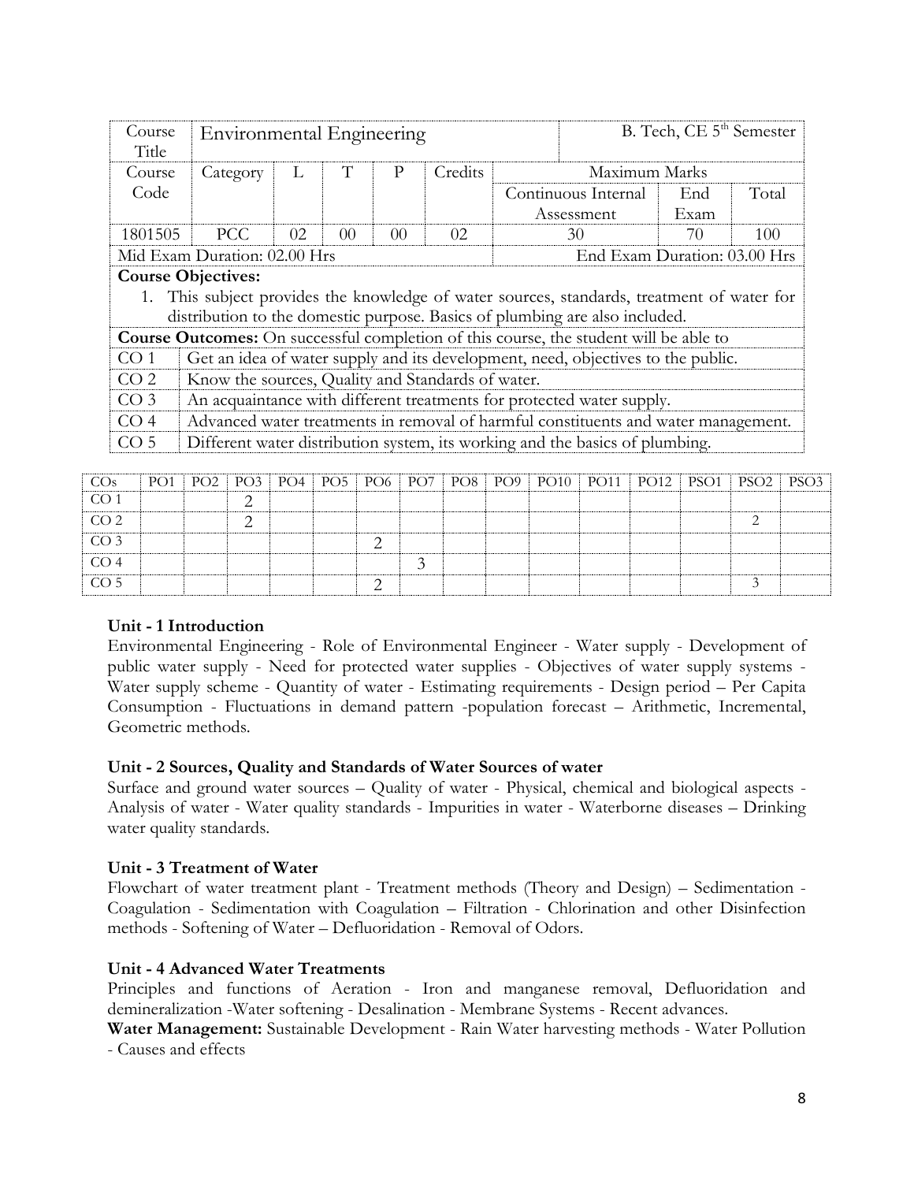| Course Title | Environmental Engineering | | | | | | B. Tech, CE 5th Semester | |
|---|---|---|---|---|---|---|---|---|
| Course Code | Category | L | T | P | Credits | Maximum Marks | | |
| | | | | | | Continuous Internal Assessment | End Exam | Total |
| 1801505 | PCC | 02 | 00 | 00 | 02 | 30 | 70 | 100 |
| Mid Exam Duration: 02.00 Hrs | | | | | | End Exam Duration: 03.00 Hrs | | |

**Course Objectives:**

1. This subject provides the knowledge of water sources, standards, treatment of water for distribution to the domestic purpose. Basics of plumbing are also included.

**Course Outcomes:** On successful completion of this course, the student will be able to

| | |
|---|---|
| CO 1 | Get an idea of water supply and its development, need, objectives to the public. |
| CO 2 | Know the sources, Quality and Standards of water. |
| CO 3 | An acquaintance with different treatments for protected water supply. |
| CO 4 | Advanced water treatments in removal of harmful constituents and water management. |
| CO 5 | Different water distribution system, its working and the basics of plumbing. |

| COs | PO1 | PO2 | PO3 | PO4 | PO5 | PO6 | PO7 | PO8 | PO9 | PO10 | PO11 | PO12 | PSO1 | PSO2 | PSO3 |
|---|---|---|---|---|---|---|---|---|---|---|---|---|---|---|---|
| CO 1 | | | 2 | | | | | | | | | | | | |
| CO 2 | | | 2 | | | | | | | | | | | 2 | |
| CO 3 | | | | | | 2 | | | | | | | | | |
| CO 4 | | | | | | | 3 | | | | | | | | |
| CO 5 | | | | | | 2 | | | | | | | | 3 | |

**Unit - 1 Introduction**

Environmental Engineering - Role of Environmental Engineer - Water supply - Development of public water supply - Need for protected water supplies - Objectives of water supply systems - Water supply scheme - Quantity of water - Estimating requirements - Design period – Per Capita Consumption - Fluctuations in demand pattern -population forecast – Arithmetic, Incremental, Geometric methods.

**Unit - 2 Sources, Quality and Standards of Water Sources of water**

Surface and ground water sources – Quality of water - Physical, chemical and biological aspects - Analysis of water - Water quality standards - Impurities in water - Waterborne diseases – Drinking water quality standards.

**Unit - 3 Treatment of Water**

Flowchart of water treatment plant - Treatment methods (Theory and Design) – Sedimentation - Coagulation - Sedimentation with Coagulation – Filtration - Chlorination and other Disinfection methods - Softening of Water – Defluoridation - Removal of Odors.

**Unit - 4 Advanced Water Treatments**

Principles and functions of Aeration - Iron and manganese removal, Defluoridation and demineralization -Water softening - Desalination - Membrane Systems - Recent advances.

**Water Management:** Sustainable Development - Rain Water harvesting methods - Water Pollution - Causes and effects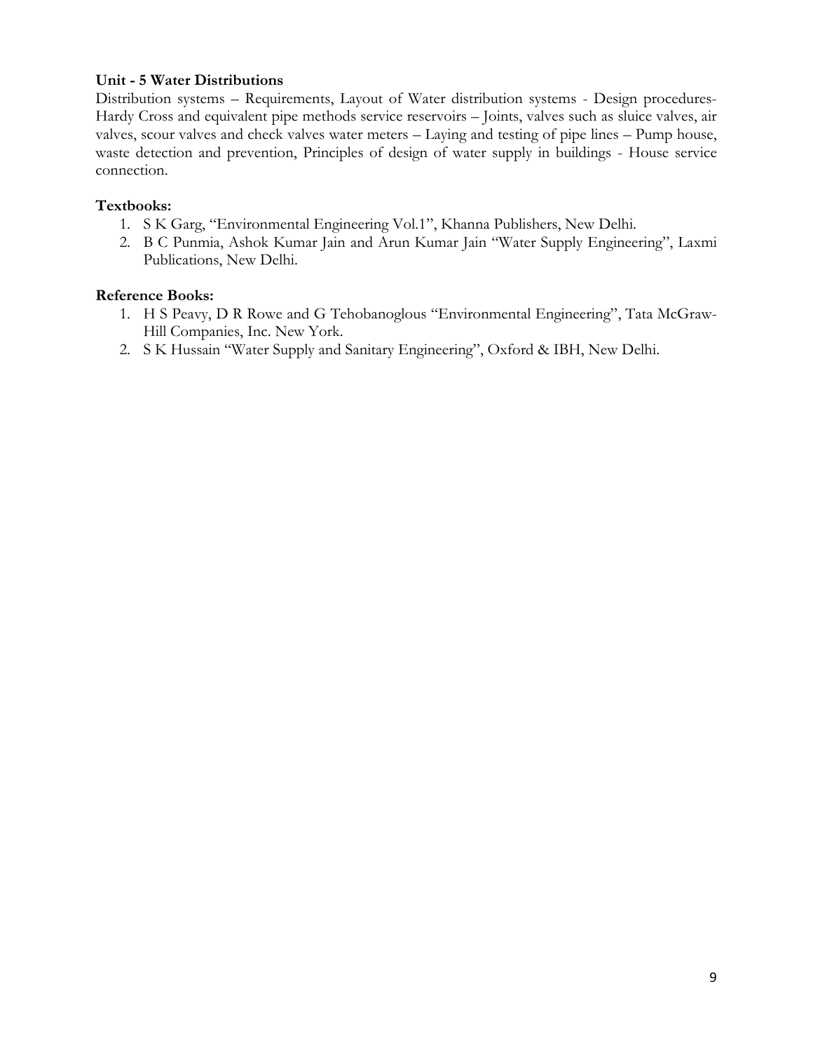**Unit - 5 Water Distributions**

Distribution systems – Requirements, Layout of Water distribution systems - Design procedures- Hardy Cross and equivalent pipe methods service reservoirs – Joints, valves such as sluice valves, air valves, scour valves and check valves water meters – Laying and testing of pipe lines – Pump house, waste detection and prevention, Principles of design of water supply in buildings - House service connection.

**Textbooks:**

1. S K Garg, "Environmental Engineering Vol.1", Khanna Publishers, New Delhi.
2. B C Punmia, Ashok Kumar Jain and Arun Kumar Jain "Water Supply Engineering", Laxmi Publications, New Delhi.

**Reference Books:**

1. H S Peavy, D R Rowe and G Tehobanoglous "Environmental Engineering", Tata McGraw-Hill Companies, Inc. New York.
2. S K Hussain "Water Supply and Sanitary Engineering", Oxford & IBH, New Delhi.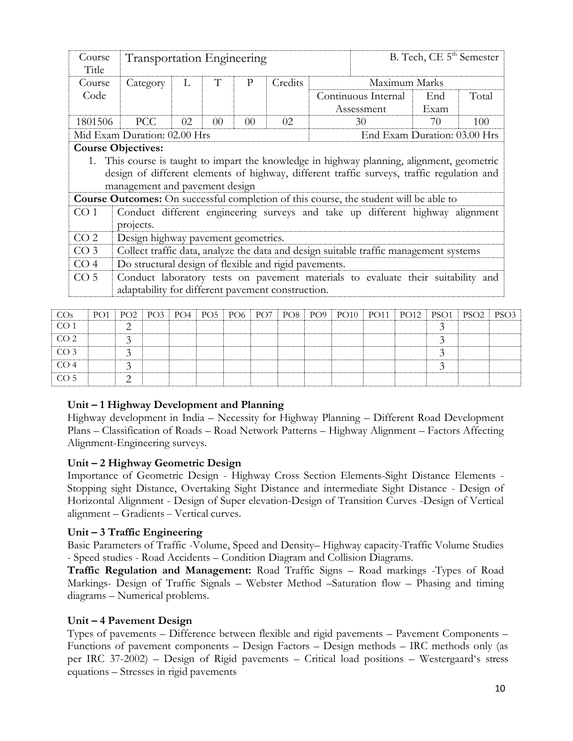| Course Title | Transportation Engineering | | | | | B. Tech, CE 5th Semester | | |
|---|---|---|---|---|---|---|---|---|
| Course Code | Category | L | T | P | Credits | Maximum Marks | | |
| | | | | | | Continuous Internal Assessment | End Exam | Total |
| 1801506 | PCC | 02 | 00 | 00 | 02 | 30 | 70 | 100 |
| Mid Exam Duration: 02.00 Hrs | | | | | | End Exam Duration: 03.00 Hrs | | |

**Course Objectives:**

1. This course is taught to impart the knowledge in highway planning, alignment, geometric design of different elements of highway, different traffic surveys, traffic regulation and management and pavement design

**Course Outcomes:** On successful completion of this course, the student will be able to

| | |
|---|---|
| CO 1 | Conduct different engineering surveys and take up different highway alignment projects. |
| CO 2 | Design highway pavement geometrics. |
| CO 3 | Collect traffic data, analyze the data and design suitable traffic management systems |
| CO 4 | Do structural design of flexible and rigid pavements. |
| CO 5 | Conduct laboratory tests on pavement materials to evaluate their suitability and adaptability for different pavement construction. |

| COs | PO1 | PO2 | PO3 | PO4 | PO5 | PO6 | PO7 | PO8 | PO9 | PO10 | PO11 | PO12 | PSO1 | PSO2 | PSO3 |
|---|---|---|---|---|---|---|---|---|---|---|---|---|---|---|---|
| CO 1 | | 2 | | | | | | | | | | | 3 | | |
| CO 2 | | 3 | | | | | | | | | | | 3 | | |
| CO 3 | | 3 | | | | | | | | | | | 3 | | |
| CO 4 | | 3 | | | | | | | | | | | 3 | | |
| CO 5 | | 2 | | | | | | | | | | | | | |

**Unit – 1 Highway Development and Planning**

Highway development in India – Necessity for Highway Planning – Different Road Development Plans – Classification of Roads – Road Network Patterns – Highway Alignment – Factors Affecting Alignment-Engineering surveys.

**Unit – 2 Highway Geometric Design**

Importance of Geometric Design - Highway Cross Section Elements-Sight Distance Elements - Stopping sight Distance, Overtaking Sight Distance and intermediate Sight Distance - Design of Horizontal Alignment - Design of Super elevation-Design of Transition Curves -Design of Vertical alignment – Gradients – Vertical curves.

**Unit – 3 Traffic Engineering**

Basic Parameters of Traffic -Volume, Speed and Density– Highway capacity-Traffic Volume Studies - Speed studies - Road Accidents – Condition Diagram and Collision Diagrams.

**Traffic Regulation and Management:** Road Traffic Signs – Road markings -Types of Road Markings- Design of Traffic Signals – Webster Method –Saturation flow – Phasing and timing diagrams – Numerical problems.

**Unit – 4 Pavement Design**

Types of pavements – Difference between flexible and rigid pavements – Pavement Components – Functions of pavement components – Design Factors – Design methods – IRC methods only (as per IRC 37-2002) – Design of Rigid pavements – Critical load positions – Westergaard's stress equations – Stresses in rigid pavements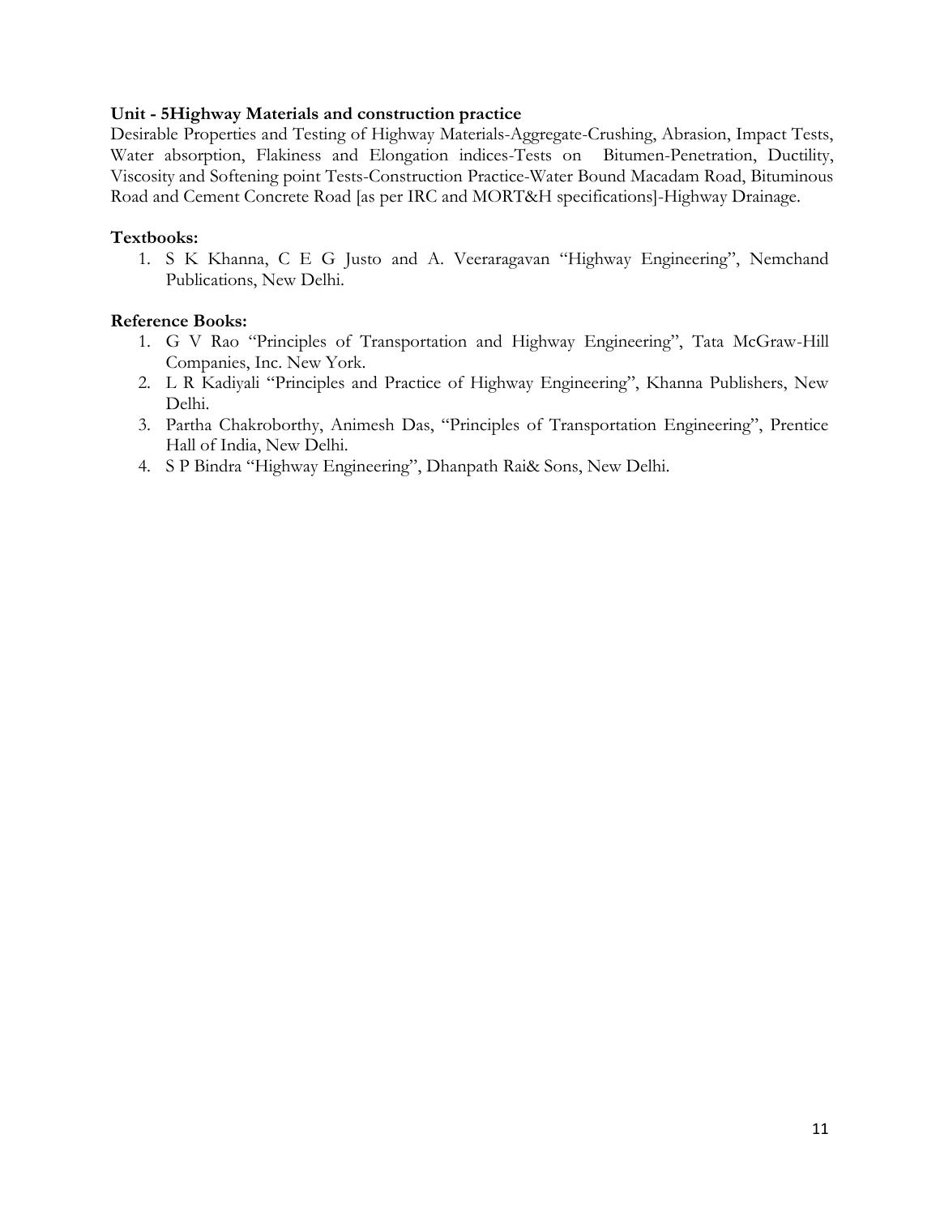**Unit - 5Highway Materials and construction practice**

Desirable Properties and Testing of Highway Materials-Aggregate-Crushing, Abrasion, Impact Tests, Water absorption, Flakiness and Elongation indices-Tests on Bitumen-Penetration, Ductility, Viscosity and Softening point Tests-Construction Practice-Water Bound Macadam Road, Bituminous Road and Cement Concrete Road [as per IRC and MORT&H specifications]-Highway Drainage.

**Textbooks:**

1. S K Khanna, C E G Justo and A. Veeraragavan "Highway Engineering", Nemchand Publications, New Delhi.

**Reference Books:**

1. G V Rao "Principles of Transportation and Highway Engineering", Tata McGraw-Hill Companies, Inc. New York.
2. L R Kadiyali "Principles and Practice of Highway Engineering", Khanna Publishers, New Delhi.
3. Partha Chakroborthy, Animesh Das, "Principles of Transportation Engineering", Prentice Hall of India, New Delhi.
4. S P Bindra "Highway Engineering", Dhanpath Rai& Sons, New Delhi.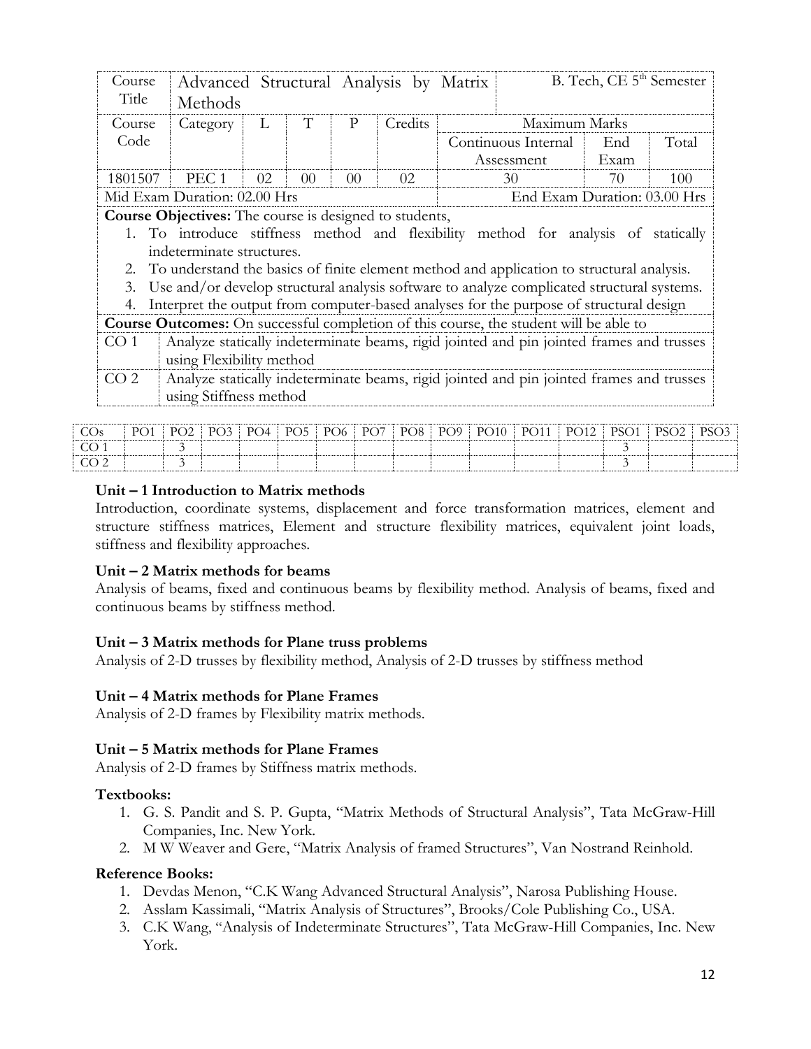| Course Title | Advanced Structural Analysis by Matrix Methods | | | | | B. Tech, CE 5th Semester | | |
|---|---|---|---|---|---|---|---|---|
| Course Code | Category | L | T | P | Credits | Maximum Marks | | |
| | | | | | | Continuous Internal Assessment | End Exam | Total |
| 1801507 | PEC 1 | 02 | 00 | 00 | 02 | 30 | 70 | 100 |
| Mid Exam Duration: 02.00 Hrs | | | | | | End Exam Duration: 03.00 Hrs | | |

**Course Objectives:** The course is designed to students,

1. To introduce stiffness method and flexibility method for analysis of statically indeterminate structures.
2. To understand the basics of finite element method and application to structural analysis.
3. Use and/or develop structural analysis software to analyze complicated structural systems.
4. Interpret the output from computer-based analyses for the purpose of structural design

**Course Outcomes:** On successful completion of this course, the student will be able to

| | |
|---|---|
| CO 1 | Analyze statically indeterminate beams, rigid jointed and pin jointed frames and trusses using Flexibility method |
| CO 2 | Analyze statically indeterminate beams, rigid jointed and pin jointed frames and trusses using Stiffness method |

| COs | PO1 | PO2 | PO3 | PO4 | PO5 | PO6 | PO7 | PO8 | PO9 | PO10 | PO11 | PO12 | PSO1 | PSO2 | PSO3 |
|---|---|---|---|---|---|---|---|---|---|---|---|---|---|---|---|
| CO 1 | | 3 | | | | | | | | | | | 3 | | |
| CO 2 | | 3 | | | | | | | | | | | 3 | | |

### Unit – 1 Introduction to Matrix methods

Introduction, coordinate systems, displacement and force transformation matrices, element and structure stiffness matrices, Element and structure flexibility matrices, equivalent joint loads, stiffness and flexibility approaches.

### Unit – 2 Matrix methods for beams

Analysis of beams, fixed and continuous beams by flexibility method. Analysis of beams, fixed and continuous beams by stiffness method.

### Unit – 3 Matrix methods for Plane truss problems

Analysis of 2-D trusses by flexibility method, Analysis of 2-D trusses by stiffness method

### Unit – 4 Matrix methods for Plane Frames

Analysis of 2-D frames by Flexibility matrix methods.

### Unit – 5 Matrix methods for Plane Frames

Analysis of 2-D frames by Stiffness matrix methods.

### Textbooks:

1. G. S. Pandit and S. P. Gupta, "Matrix Methods of Structural Analysis", Tata McGraw-Hill Companies, Inc. New York.
2. M W Weaver and Gere, "Matrix Analysis of framed Structures", Van Nostrand Reinhold.

### Reference Books:

1. Devdas Menon, "C.K Wang Advanced Structural Analysis", Narosa Publishing House.
2. Asslam Kassimali, "Matrix Analysis of Structures", Brooks/Cole Publishing Co., USA.
3. C.K Wang, "Analysis of Indeterminate Structures", Tata McGraw-Hill Companies, Inc. New York.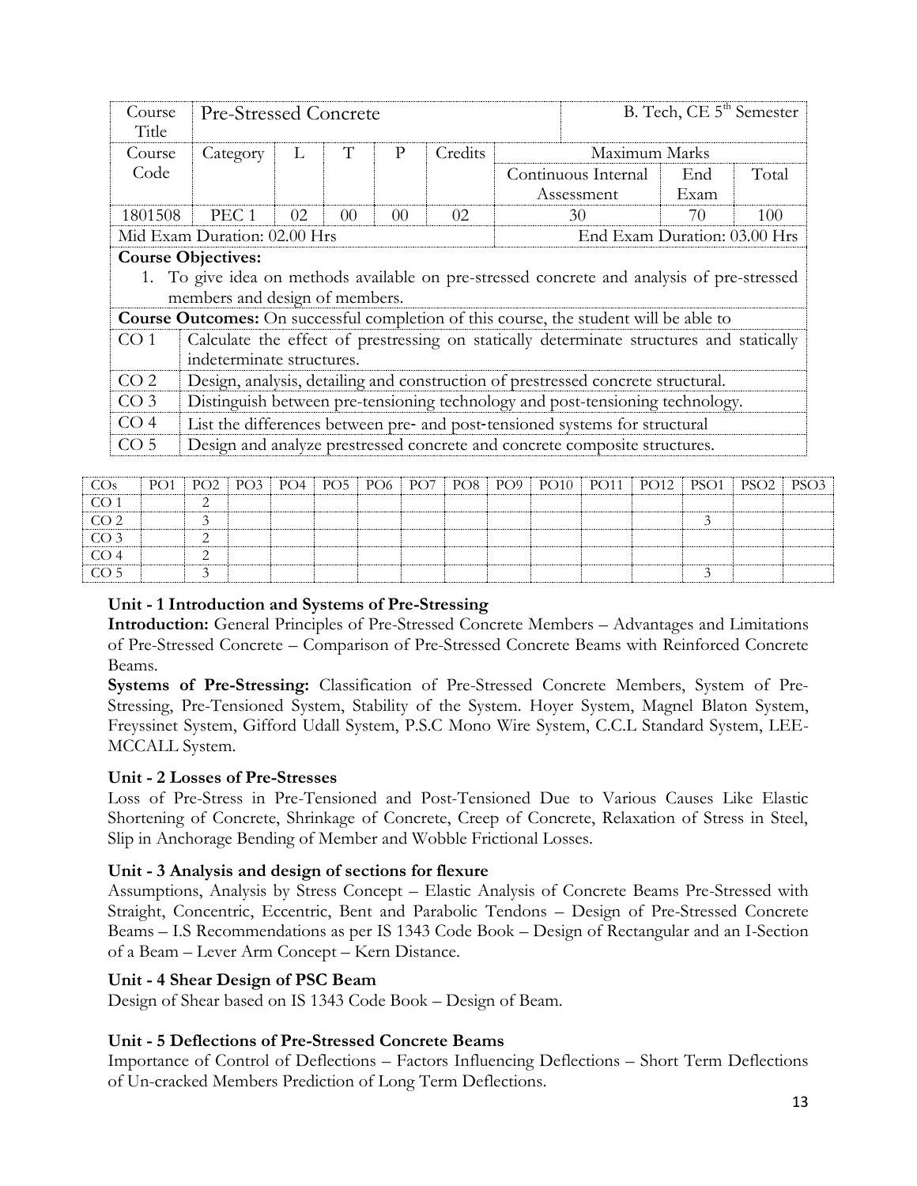| Course Title | Pre-Stressed Concrete | | | | | B. Tech, CE 5th Semester | | |
|---|---|---|---|---|---|---|---|---|
| Course Code | Category | L | T | P | Credits | Maximum Marks | | |
| | | | | | | Continuous Internal Assessment | End Exam | Total |
| 1801508 | PEC 1 | 02 | 00 | 00 | 02 | 30 | 70 | 100 |
| Mid Exam Duration: 02.00 Hrs | | | | | | End Exam Duration: 03.00 Hrs | | |

**Course Objectives:**

1. To give idea on methods available on pre-stressed concrete and analysis of pre-stressed members and design of members.

**Course Outcomes:** On successful completion of this course, the student will be able to

| | |
|---|---|
| CO 1 | Calculate the effect of prestressing on statically determinate structures and statically indeterminate structures. |
| CO 2 | Design, analysis, detailing and construction of prestressed concrete structural. |
| CO 3 | Distinguish between pre-tensioning technology and post-tensioning technology. |
| CO 4 | List the differences between pre- and post-tensioned systems for structural |
| CO 5 | Design and analyze prestressed concrete and concrete composite structures. |

| COs | PO1 | PO2 | PO3 | PO4 | PO5 | PO6 | PO7 | PO8 | PO9 | PO10 | PO11 | PO12 | PSO1 | PSO2 | PSO3 |
|---|---|---|---|---|---|---|---|---|---|---|---|---|---|---|---|
| CO 1 | | 2 | | | | | | | | | | | | | |
| CO 2 | | 3 | | | | | | | | | | | 3 | | |
| CO 3 | | 2 | | | | | | | | | | | | | |
| CO 4 | | 2 | | | | | | | | | | | | | |
| CO 5 | | 3 | | | | | | | | | | | 3 | | |

### Unit - 1 Introduction and Systems of Pre-Stressing

**Introduction:** General Principles of Pre-Stressed Concrete Members – Advantages and Limitations of Pre-Stressed Concrete – Comparison of Pre-Stressed Concrete Beams with Reinforced Concrete Beams.

**Systems of Pre-Stressing:** Classification of Pre-Stressed Concrete Members, System of Pre-Stressing, Pre-Tensioned System, Stability of the System. Hoyer System, Magnel Blaton System, Freyssinet System, Gifford Udall System, P.S.C Mono Wire System, C.C.L Standard System, LEE-MCCALL System.

### Unit - 2 Losses of Pre-Stresses

Loss of Pre-Stress in Pre-Tensioned and Post-Tensioned Due to Various Causes Like Elastic Shortening of Concrete, Shrinkage of Concrete, Creep of Concrete, Relaxation of Stress in Steel, Slip in Anchorage Bending of Member and Wobble Frictional Losses.

### Unit - 3 Analysis and design of sections for flexure

Assumptions, Analysis by Stress Concept – Elastic Analysis of Concrete Beams Pre-Stressed with Straight, Concentric, Eccentric, Bent and Parabolic Tendons – Design of Pre-Stressed Concrete Beams – I.S Recommendations as per IS 1343 Code Book – Design of Rectangular and an I-Section of a Beam – Lever Arm Concept – Kern Distance.

### Unit - 4 Shear Design of PSC Beam

Design of Shear based on IS 1343 Code Book – Design of Beam.

### Unit - 5 Deflections of Pre-Stressed Concrete Beams

Importance of Control of Deflections – Factors Influencing Deflections – Short Term Deflections of Un-cracked Members Prediction of Long Term Deflections.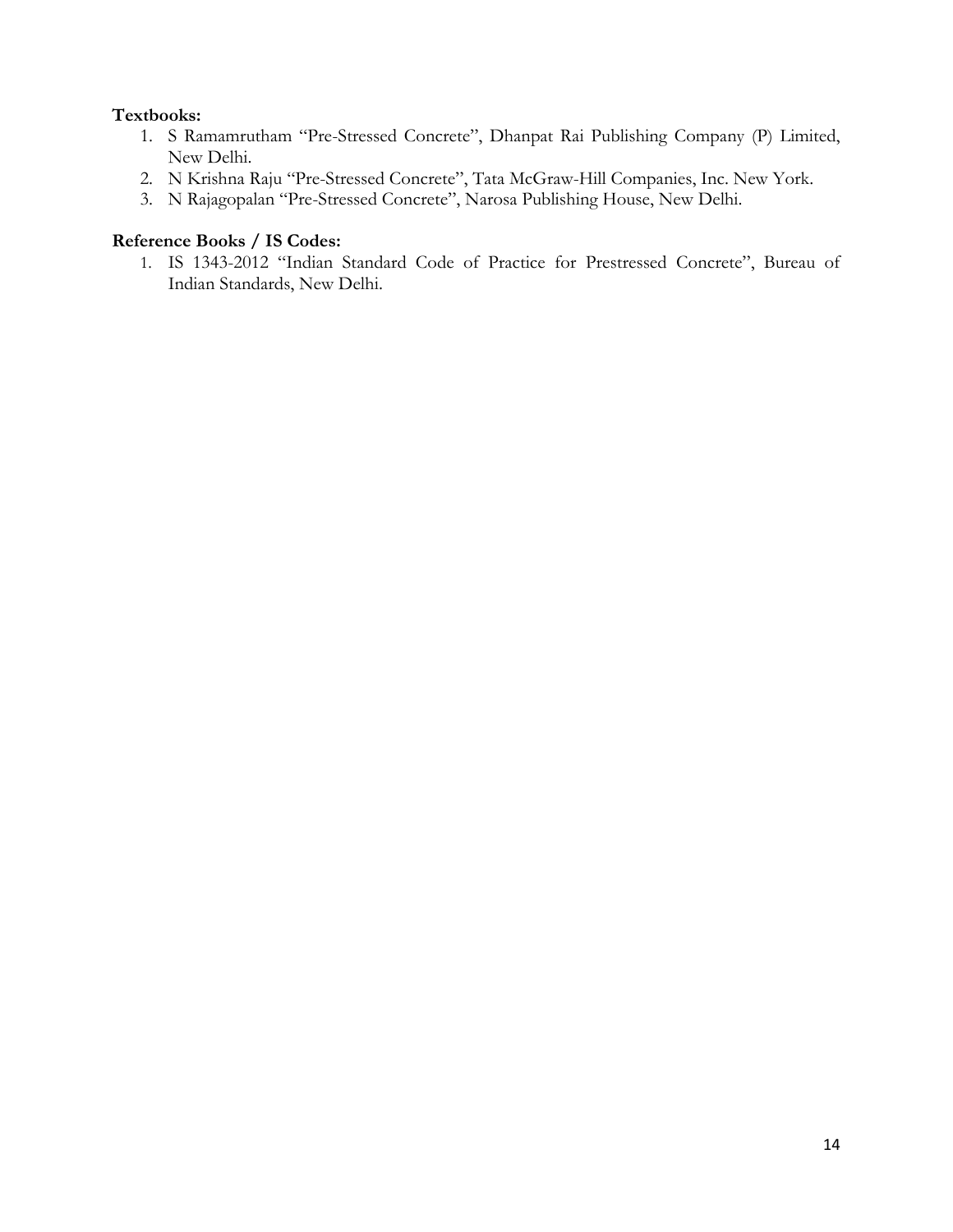**Textbooks:**

1. S Ramamrutham "Pre-Stressed Concrete", Dhanpat Rai Publishing Company (P) Limited, New Delhi.
2. N Krishna Raju "Pre-Stressed Concrete", Tata McGraw-Hill Companies, Inc. New York.
3. N Rajagopalan "Pre-Stressed Concrete", Narosa Publishing House, New Delhi.

**Reference Books / IS Codes:**

1. IS 1343-2012 "Indian Standard Code of Practice for Prestressed Concrete", Bureau of Indian Standards, New Delhi.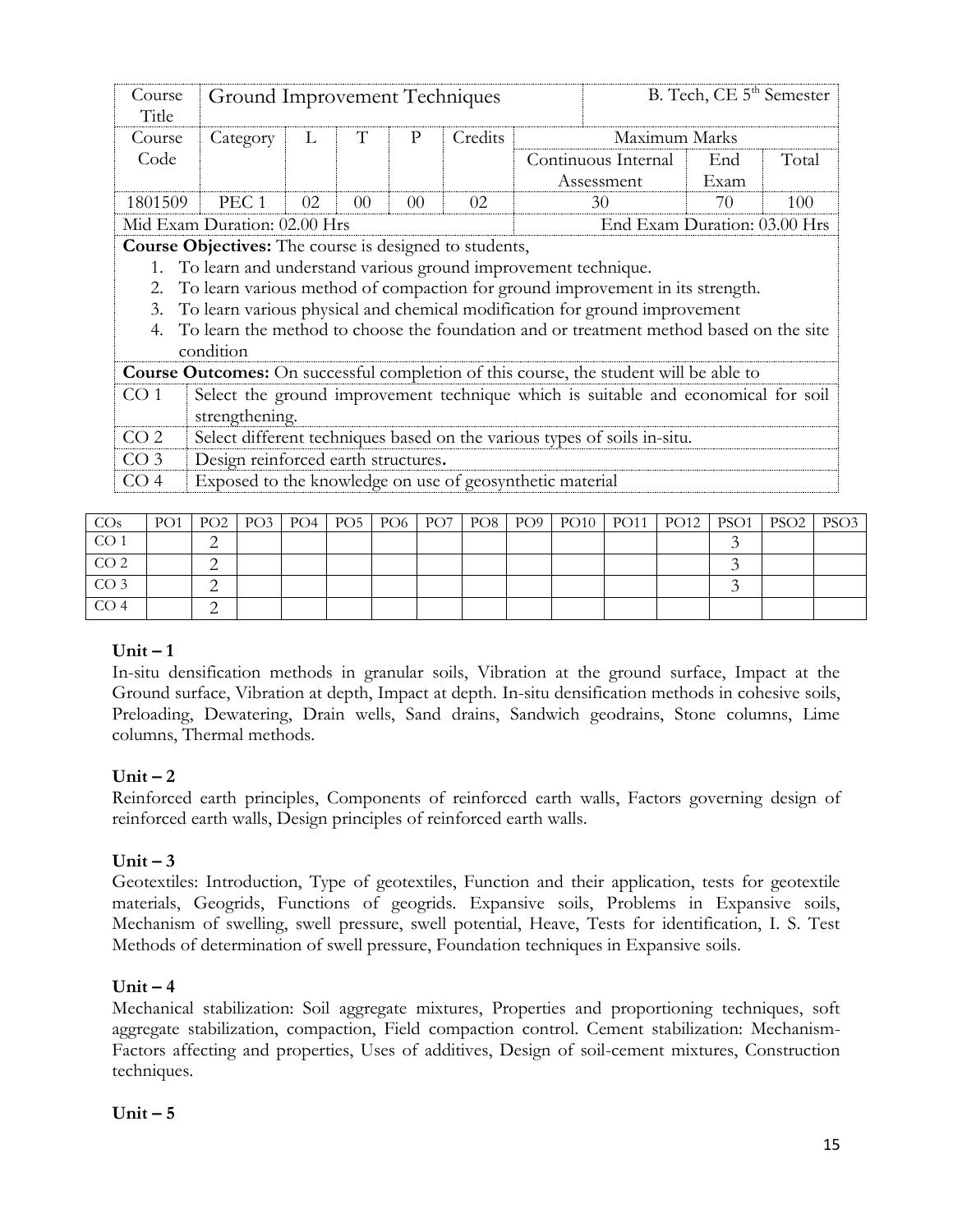| Course Title | Ground Improvement Techniques | | | | | | B. Tech, CE 5th Semester | |
|---|---|---|---|---|---|---|---|---|
| Course Code | Category | L | T | P | Credits | Maximum Marks | | |
| | | | | | | Continuous Internal Assessment | End Exam | Total |
| 1801509 | PEC 1 | 02 | 00 | 00 | 02 | 30 | 70 | 100 |
| Mid Exam Duration: 02.00 Hrs | | | | | | End Exam Duration: 03.00 Hrs | | |

**Course Objectives:** The course is designed to students,

1. To learn and understand various ground improvement technique.
2. To learn various method of compaction for ground improvement in its strength.
3. To learn various physical and chemical modification for ground improvement
4. To learn the method to choose the foundation and or treatment method based on the site condition

**Course Outcomes:** On successful completion of this course, the student will be able to

| | |
|---|---|
| CO 1 | Select the ground improvement technique which is suitable and economical for soil strengthening. |
| CO 2 | Select different techniques based on the various types of soils in-situ. |
| CO 3 | Design reinforced earth structures. |
| CO 4 | Exposed to the knowledge on use of geosynthetic material |

| COs | PO1 | PO2 | PO3 | PO4 | PO5 | PO6 | PO7 | PO8 | PO9 | PO10 | PO11 | PO12 | PSO1 | PSO2 | PSO3 |
|---|---|---|---|---|---|---|---|---|---|---|---|---|---|---|---|
| CO 1 | | 2 | | | | | | | | | | | 3 | | |
| CO 2 | | 2 | | | | | | | | | | | 3 | | |
| CO 3 | | 2 | | | | | | | | | | | 3 | | |
| CO 4 | | 2 | | | | | | | | | | | | | |

**Unit – 1**

In-situ densification methods in granular soils, Vibration at the ground surface, Impact at the Ground surface, Vibration at depth, Impact at depth. In-situ densification methods in cohesive soils, Preloading, Dewatering, Drain wells, Sand drains, Sandwich geodrains, Stone columns, Lime columns, Thermal methods.

**Unit – 2**

Reinforced earth principles, Components of reinforced earth walls, Factors governing design of reinforced earth walls, Design principles of reinforced earth walls.

**Unit – 3**

Geotextiles: Introduction, Type of geotextiles, Function and their application, tests for geotextile materials, Geogrids, Functions of geogrids. Expansive soils, Problems in Expansive soils, Mechanism of swelling, swell pressure, swell potential, Heave, Tests for identification, I. S. Test Methods of determination of swell pressure, Foundation techniques in Expansive soils.

**Unit – 4**

Mechanical stabilization: Soil aggregate mixtures, Properties and proportioning techniques, soft aggregate stabilization, compaction, Field compaction control. Cement stabilization: Mechanism-Factors affecting and properties, Uses of additives, Design of soil-cement mixtures, Construction techniques.

**Unit – 5**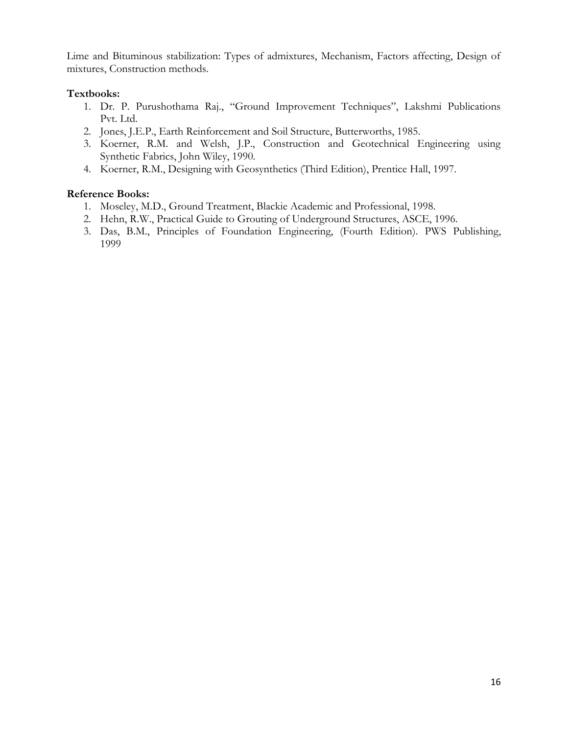Lime and Bituminous stabilization: Types of admixtures, Mechanism, Factors affecting, Design of mixtures, Construction methods.

**Textbooks:**

1. Dr. P. Purushothama Raj., "Ground Improvement Techniques", Lakshmi Publications Pvt. Ltd.
2. Jones, J.E.P., Earth Reinforcement and Soil Structure, Butterworths, 1985.
3. Koerner, R.M. and Welsh, J.P., Construction and Geotechnical Engineering using Synthetic Fabrics, John Wiley, 1990.
4. Koerner, R.M., Designing with Geosynthetics (Third Edition), Prentice Hall, 1997.

**Reference Books:**

1. Moseley, M.D., Ground Treatment, Blackie Academic and Professional, 1998.
2. Hehn, R.W., Practical Guide to Grouting of Underground Structures, ASCE, 1996.
3. Das, B.M., Principles of Foundation Engineering, (Fourth Edition). PWS Publishing, 1999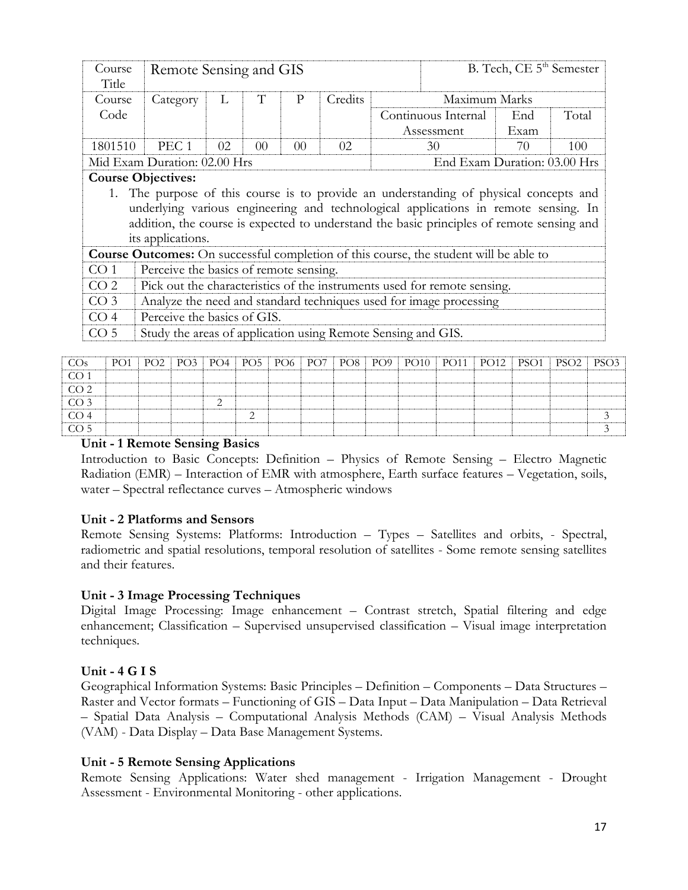| Course Title | Remote Sensing and GIS | | | | | | | B. Tech, CE 5th Semester |
|---|---|---|---|---|---|---|---|---|
| Course Code | Category | L | T | P | Credits | Maximum Marks | | |
| | | | | | | Continuous Internal Assessment | End Exam | Total |
| 1801510 | PEC 1 | 02 | 00 | 00 | 02 | 30 | 70 | 100 |
| Mid Exam Duration: 02.00 Hrs | | | | | | End Exam Duration: 03.00 Hrs | | |

**Course Objectives:**

1. The purpose of this course is to provide an understanding of physical concepts and underlying various engineering and technological applications in remote sensing. In addition, the course is expected to understand the basic principles of remote sensing and its applications.

**Course Outcomes:** On successful completion of this course, the student will be able to

| | |
|---|---|
| CO 1 | Perceive the basics of remote sensing. |
| CO 2 | Pick out the characteristics of the instruments used for remote sensing. |
| CO 3 | Analyze the need and standard techniques used for image processing |
| CO 4 | Perceive the basics of GIS. |
| CO 5 | Study the areas of application using Remote Sensing and GIS. |

| COs | PO1 | PO2 | PO3 | PO4 | PO5 | PO6 | PO7 | PO8 | PO9 | PO10 | PO11 | PO12 | PSO1 | PSO2 | PSO3 |
|---|---|---|---|---|---|---|---|---|---|---|---|---|---|---|---|
| CO 1 | | | | | | | | | | | | | | | |
| CO 2 | | | | | | | | | | | | | | | |
| CO 3 | | | | 2 | | | | | | | | | | | |
| CO 4 | | | | | 2 | | | | | | | | | | 3 |
| CO 5 | | | | | | | | | | | | | | | 3 |

**Unit - 1 Remote Sensing Basics**

Introduction to Basic Concepts: Definition – Physics of Remote Sensing – Electro Magnetic Radiation (EMR) – Interaction of EMR with atmosphere, Earth surface features – Vegetation, soils, water – Spectral reflectance curves – Atmospheric windows

**Unit - 2 Platforms and Sensors**

Remote Sensing Systems: Platforms: Introduction – Types – Satellites and orbits, - Spectral, radiometric and spatial resolutions, temporal resolution of satellites - Some remote sensing satellites and their features.

**Unit - 3 Image Processing Techniques**

Digital Image Processing: Image enhancement – Contrast stretch, Spatial filtering and edge enhancement; Classification – Supervised unsupervised classification – Visual image interpretation techniques.

**Unit - 4 G I S**

Geographical Information Systems: Basic Principles – Definition – Components – Data Structures – Raster and Vector formats – Functioning of GIS – Data Input – Data Manipulation – Data Retrieval – Spatial Data Analysis – Computational Analysis Methods (CAM) – Visual Analysis Methods (VAM) - Data Display – Data Base Management Systems.

**Unit - 5 Remote Sensing Applications**

Remote Sensing Applications: Water shed management - Irrigation Management - Drought Assessment - Environmental Monitoring - other applications.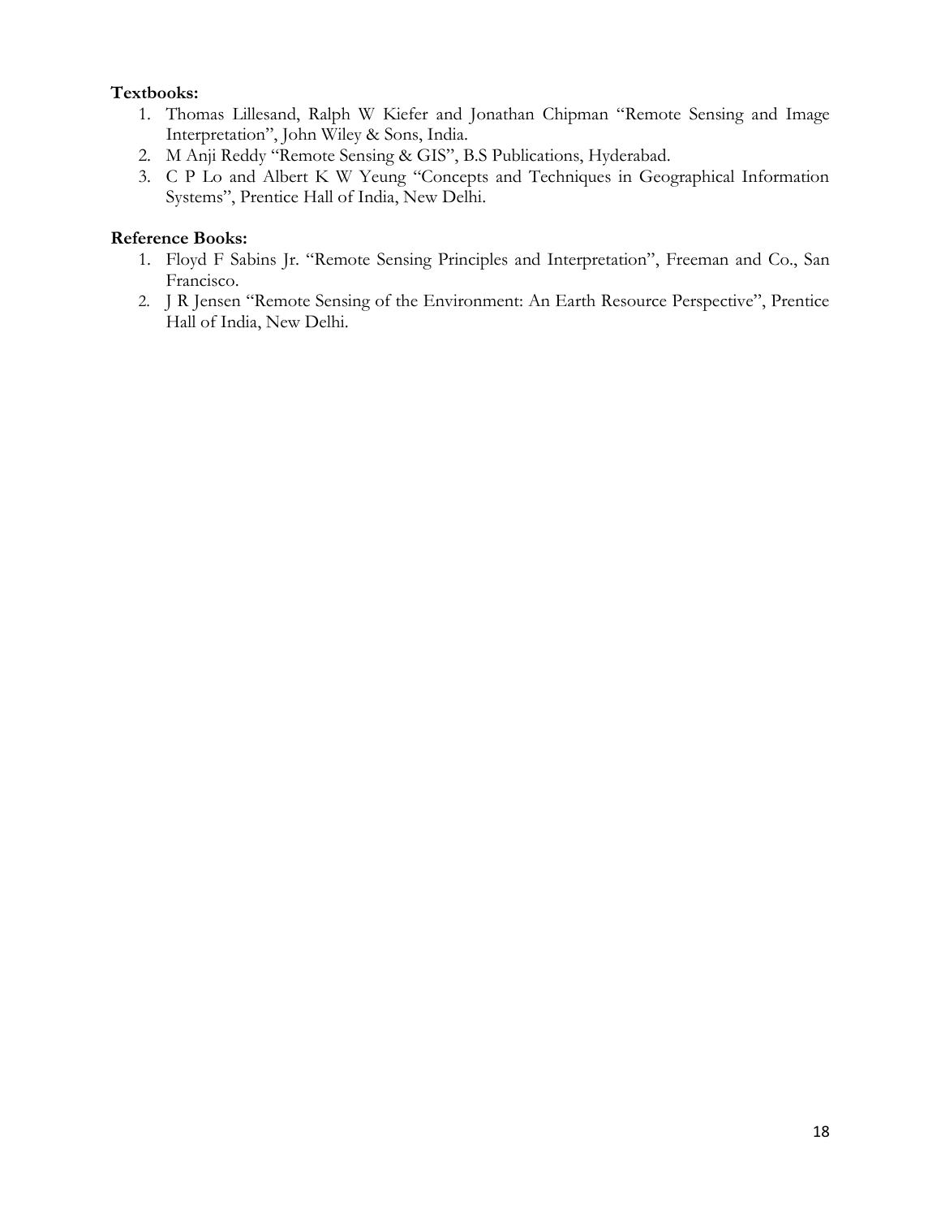**Textbooks:**

1. Thomas Lillesand, Ralph W Kiefer and Jonathan Chipman "Remote Sensing and Image Interpretation", John Wiley & Sons, India.
2. M Anji Reddy "Remote Sensing & GIS", B.S Publications, Hyderabad.
3. C P Lo and Albert K W Yeung "Concepts and Techniques in Geographical Information Systems", Prentice Hall of India, New Delhi.

**Reference Books:**

1. Floyd F Sabins Jr. "Remote Sensing Principles and Interpretation", Freeman and Co., San Francisco.
2. J R Jensen "Remote Sensing of the Environment: An Earth Resource Perspective", Prentice Hall of India, New Delhi.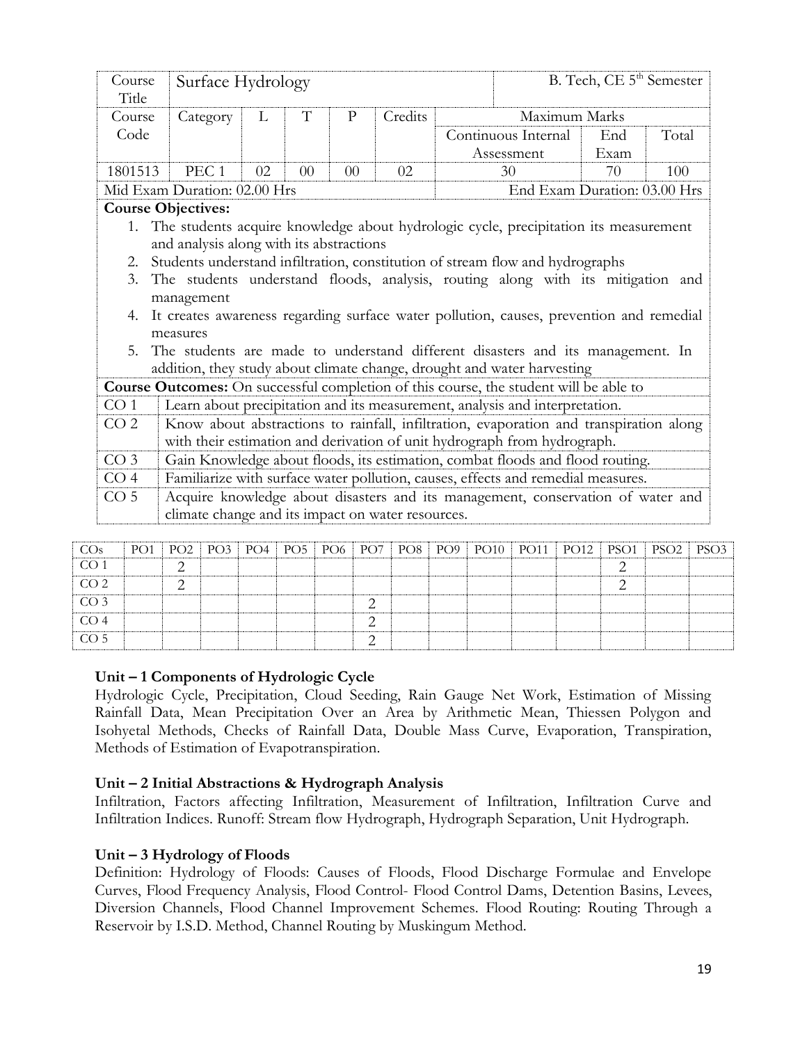| Course Title | Surface Hydrology | | | | | B. Tech, CE 5th Semester | | |
|---|---|---|---|---|---|---|---|---|
| Course Code | Category | L | T | P | Credits | Maximum Marks | | |
| | | | | | | Continuous Internal Assessment | End Exam | Total |
| 1801513 | PEC 1 | 02 | 00 | 00 | 02 | 30 | 70 | 100 |
| Mid Exam Duration: 02.00 Hrs | | | | | | End Exam Duration: 03.00 Hrs | | |

**Course Objectives:**

1. The students acquire knowledge about hydrologic cycle, precipitation its measurement and analysis along with its abstractions
2. Students understand infiltration, constitution of stream flow and hydrographs
3. The students understand floods, analysis, routing along with its mitigation and management
4. It creates awareness regarding surface water pollution, causes, prevention and remedial measures
5. The students are made to understand different disasters and its management. In addition, they study about climate change, drought and water harvesting

**Course Outcomes:** On successful completion of this course, the student will be able to

| | |
|---|---|
| CO 1 | Learn about precipitation and its measurement, analysis and interpretation. |
| CO 2 | Know about abstractions to rainfall, infiltration, evaporation and transpiration along with their estimation and derivation of unit hydrograph from hydrograph. |
| CO 3 | Gain Knowledge about floods, its estimation, combat floods and flood routing. |
| CO 4 | Familiarize with surface water pollution, causes, effects and remedial measures. |
| CO 5 | Acquire knowledge about disasters and its management, conservation of water and climate change and its impact on water resources. |

| COs | PO1 | PO2 | PO3 | PO4 | PO5 | PO6 | PO7 | PO8 | PO9 | PO10 | PO11 | PO12 | PSO1 | PSO2 | PSO3 |
|---|---|---|---|---|---|---|---|---|---|---|---|---|---|---|---|
| CO 1 | | 2 | | | | | | | | | | | 2 | | |
| CO 2 | | 2 | | | | | | | | | | | 2 | | |
| CO 3 | | | | | | | 2 | | | | | | | | |
| CO 4 | | | | | | | 2 | | | | | | | | |
| CO 5 | | | | | | | 2 | | | | | | | | |

### Unit – 1 Components of Hydrologic Cycle

Hydrologic Cycle, Precipitation, Cloud Seeding, Rain Gauge Net Work, Estimation of Missing Rainfall Data, Mean Precipitation Over an Area by Arithmetic Mean, Thiessen Polygon and Isohyetal Methods, Checks of Rainfall Data, Double Mass Curve, Evaporation, Transpiration, Methods of Estimation of Evapotranspiration.

### Unit – 2 Initial Abstractions & Hydrograph Analysis

Infiltration, Factors affecting Infiltration, Measurement of Infiltration, Infiltration Curve and Infiltration Indices. Runoff: Stream flow Hydrograph, Hydrograph Separation, Unit Hydrograph.

### Unit – 3 Hydrology of Floods

Definition: Hydrology of Floods: Causes of Floods, Flood Discharge Formulae and Envelope Curves, Flood Frequency Analysis, Flood Control- Flood Control Dams, Detention Basins, Levees, Diversion Channels, Flood Channel Improvement Schemes. Flood Routing: Routing Through a Reservoir by I.S.D. Method, Channel Routing by Muskingum Method.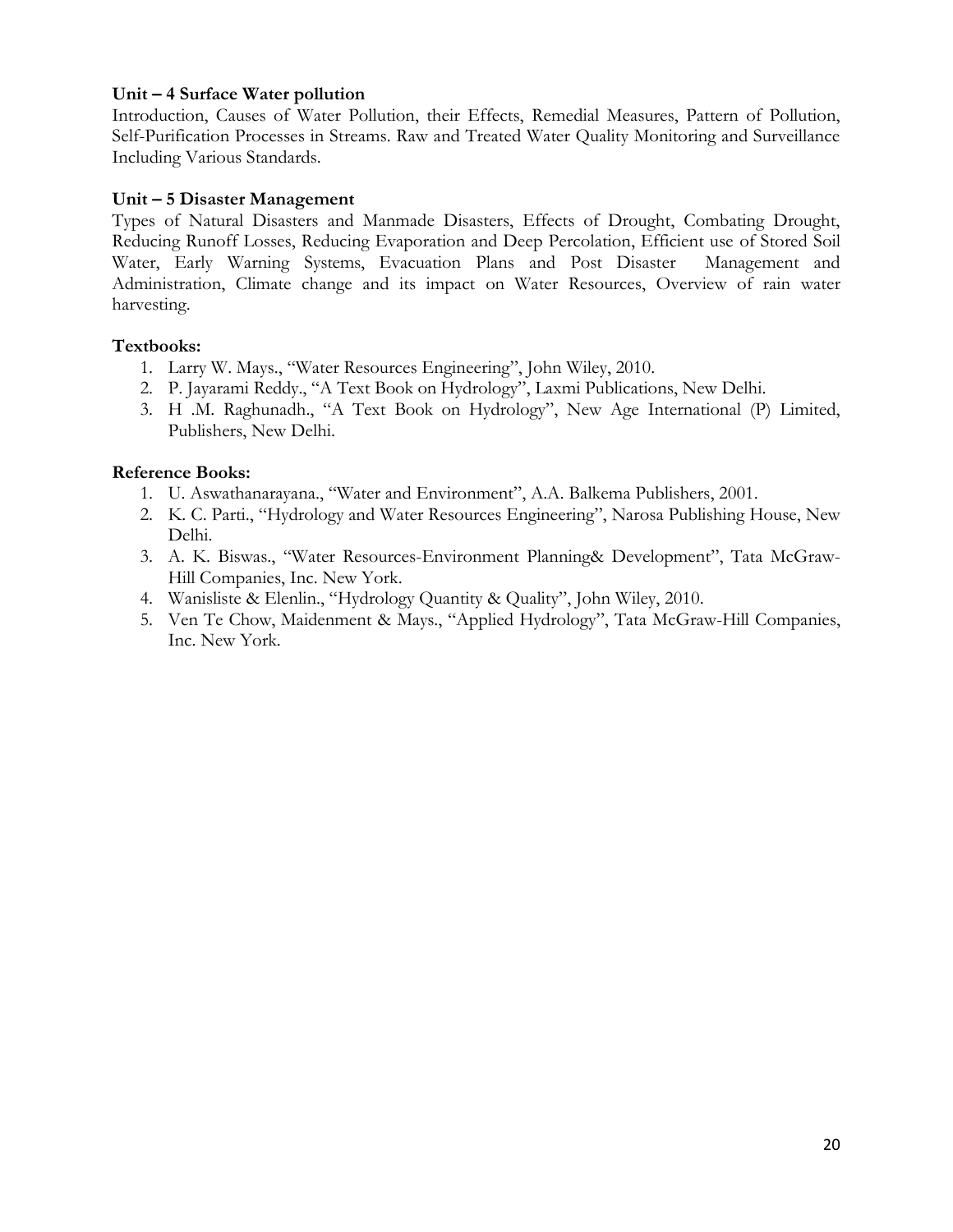**Unit – 4 Surface Water pollution**

Introduction, Causes of Water Pollution, their Effects, Remedial Measures, Pattern of Pollution, Self-Purification Processes in Streams. Raw and Treated Water Quality Monitoring and Surveillance Including Various Standards.

**Unit – 5 Disaster Management**

Types of Natural Disasters and Manmade Disasters, Effects of Drought, Combating Drought, Reducing Runoff Losses, Reducing Evaporation and Deep Percolation, Efficient use of Stored Soil Water, Early Warning Systems, Evacuation Plans and Post Disaster Management and Administration, Climate change and its impact on Water Resources, Overview of rain water harvesting.

**Textbooks:**

1. Larry W. Mays., "Water Resources Engineering", John Wiley, 2010.
2. P. Jayarami Reddy., "A Text Book on Hydrology", Laxmi Publications, New Delhi.
3. H .M. Raghunadh., "A Text Book on Hydrology", New Age International (P) Limited, Publishers, New Delhi.

**Reference Books:**

1. U. Aswathanarayana., "Water and Environment", A.A. Balkema Publishers, 2001.
2. K. C. Parti., "Hydrology and Water Resources Engineering", Narosa Publishing House, New Delhi.
3. A. K. Biswas., "Water Resources-Environment Planning& Development", Tata McGraw-Hill Companies, Inc. New York.
4. Wanisliste & Elenlin., "Hydrology Quantity & Quality", John Wiley, 2010.
5. Ven Te Chow, Maidenment & Mays., "Applied Hydrology", Tata McGraw-Hill Companies, Inc. New York.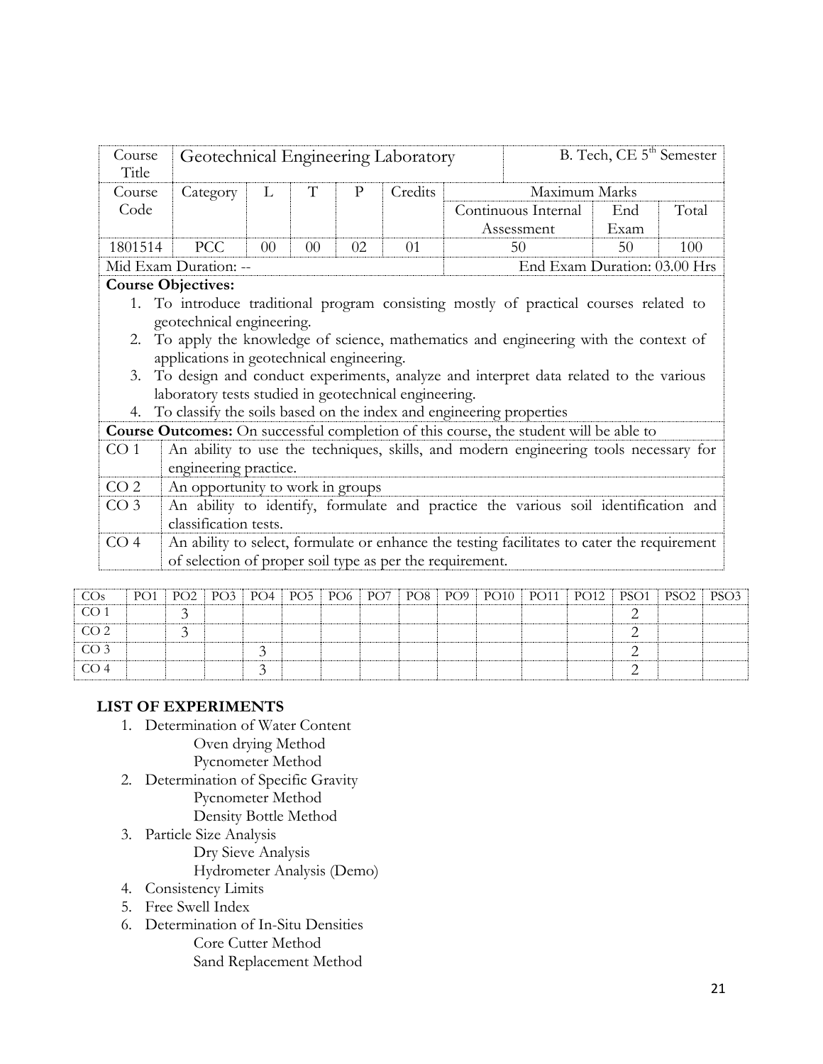| Course Title | Geotechnical Engineering Laboratory | | | | | B. Tech, CE 5$^{th}$ Semester | | |
|---|---|---|---|---|---|---|---|---|
| Course Code | Category | L | T | P | Credits | Maximum Marks | | |
| | | | | | | Continuous Internal Assessment | End Exam | Total |
| 1801514 | PCC | 00 | 00 | 02 | 01 | 50 | 50 | 100 |
| Mid Exam Duration: -- | | | | | | End Exam Duration: 03.00 Hrs | | |

**Course Objectives:**

1. To introduce traditional program consisting mostly of practical courses related to geotechnical engineering.
2. To apply the knowledge of science, mathematics and engineering with the context of applications in geotechnical engineering.
3. To design and conduct experiments, analyze and interpret data related to the various laboratory tests studied in geotechnical engineering.
4. To classify the soils based on the index and engineering properties

**Course Outcomes:** On successful completion of this course, the student will be able to

| | |
|---|---|
| CO 1 | An ability to use the techniques, skills, and modern engineering tools necessary for engineering practice. |
| CO 2 | An opportunity to work in groups |
| CO 3 | An ability to identify, formulate and practice the various soil identification and classification tests. |
| CO 4 | An ability to select, formulate or enhance the testing facilitates to cater the requirement of selection of proper soil type as per the requirement. |

| COs | PO1 | PO2 | PO3 | PO4 | PO5 | PO6 | PO7 | PO8 | PO9 | PO10 | PO11 | PO12 | PSO1 | PSO2 | PSO3 |
|---|---|---|---|---|---|---|---|---|---|---|---|---|---|---|---|
| CO 1 | | 3 | | | | | | | | | | | 2 | | |
| CO 2 | | 3 | | | | | | | | | | | 2 | | |
| CO 3 | | | | 3 | | | | | | | | | 2 | | |
| CO 4 | | | | 3 | | | | | | | | | 2 | | |

## LIST OF EXPERIMENTS

1. Determination of Water Content
   - Oven drying Method
   - Pycnometer Method
2. Determination of Specific Gravity
   - Pycnometer Method
   - Density Bottle Method
3. Particle Size Analysis
   - Dry Sieve Analysis
   - Hydrometer Analysis (Demo)
4. Consistency Limits
5. Free Swell Index
6. Determination of In-Situ Densities
   - Core Cutter Method
   - Sand Replacement Method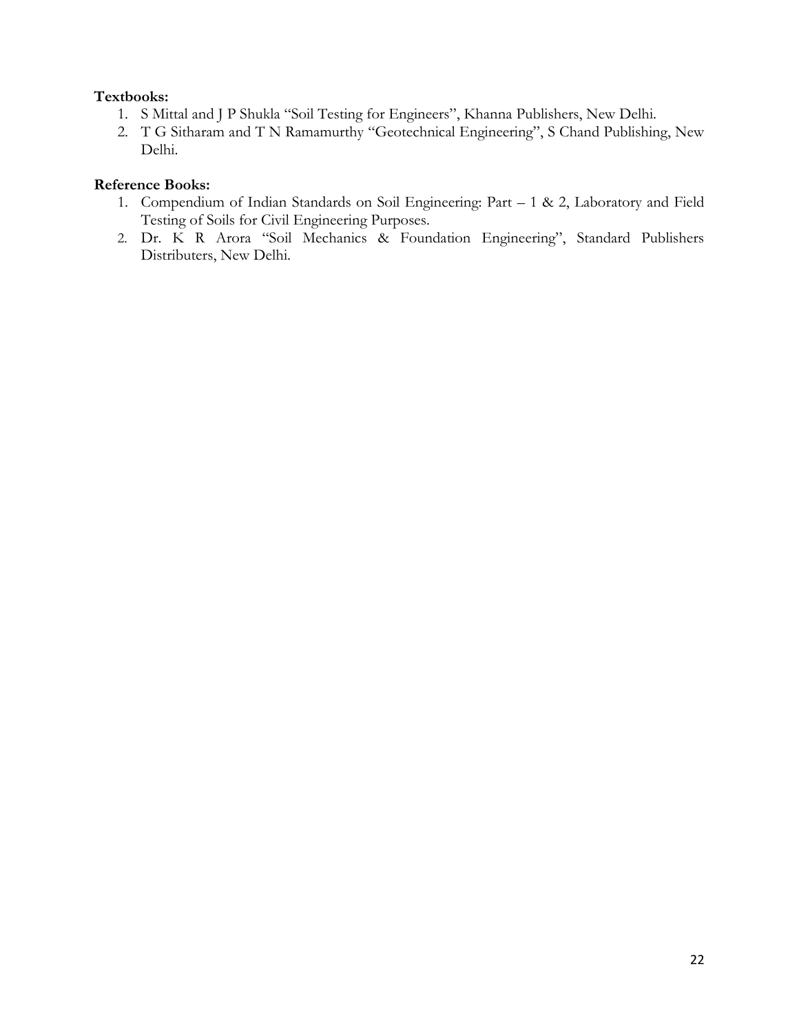**Textbooks:**

1. S Mittal and J P Shukla "Soil Testing for Engineers", Khanna Publishers, New Delhi.
2. T G Sitharam and T N Ramamurthy "Geotechnical Engineering", S Chand Publishing, New Delhi.

**Reference Books:**

1. Compendium of Indian Standards on Soil Engineering: Part – 1 & 2, Laboratory and Field Testing of Soils for Civil Engineering Purposes.
2. Dr. K R Arora "Soil Mechanics & Foundation Engineering", Standard Publishers Distributers, New Delhi.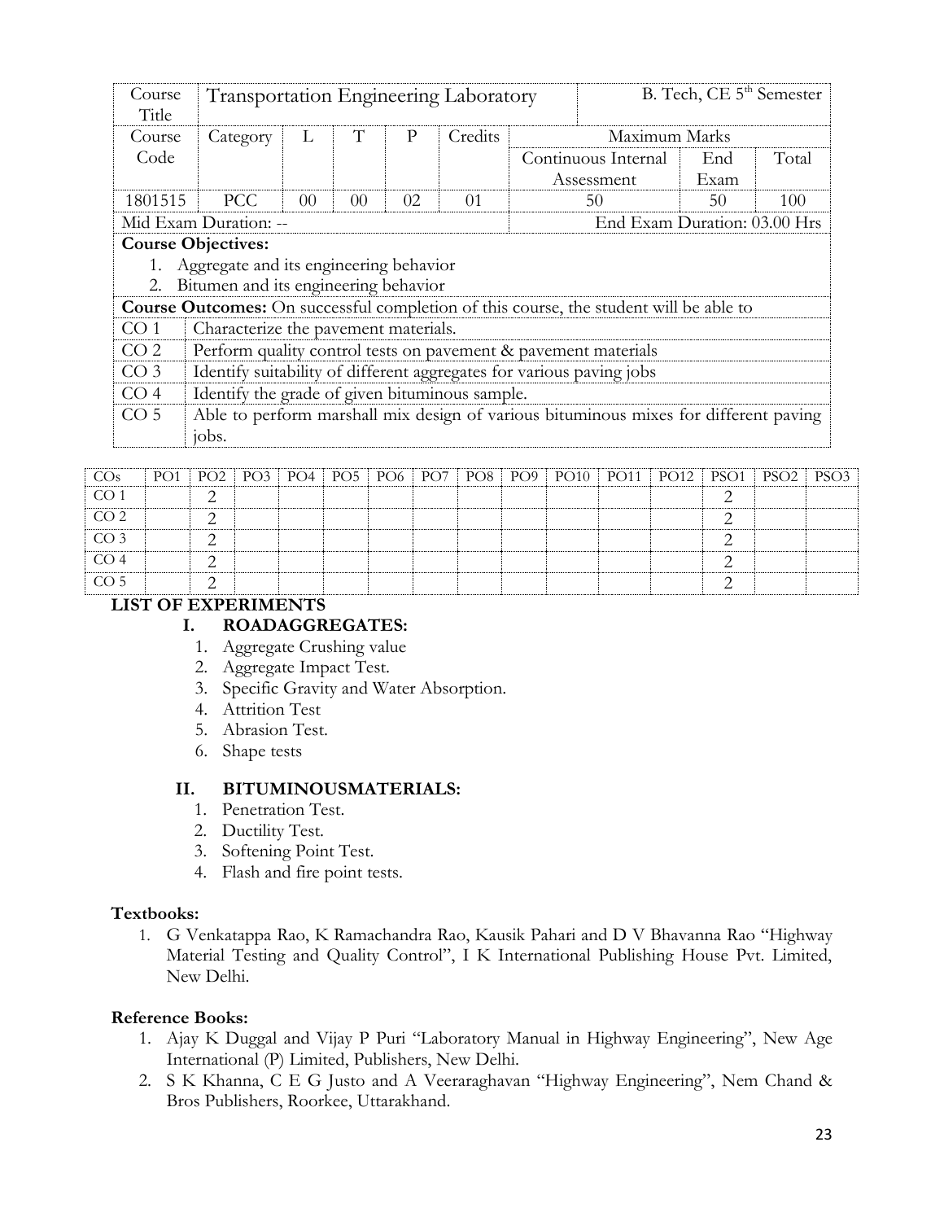| Course Title | Transportation Engineering Laboratory | | | | | B. Tech, CE 5th Semester | | |
|---|---|---|---|---|---|---|---|---|
| Course Code | Category | L | T | P | Credits | Maximum Marks | | |
| | | | | | | Continuous Internal Assessment | End Exam | Total |
| 1801515 | PCC | 00 | 00 | 02 | 01 | 50 | 50 | 100 |
| Mid Exam Duration: -- | | | | | | End Exam Duration: 03.00 Hrs | | |

**Course Objectives:**

1. Aggregate and its engineering behavior
2. Bitumen and its engineering behavior

**Course Outcomes:** On successful completion of this course, the student will be able to

| | |
|---|---|
| CO 1 | Characterize the pavement materials. |
| CO 2 | Perform quality control tests on pavement & pavement materials |
| CO 3 | Identify suitability of different aggregates for various paving jobs |
| CO 4 | Identify the grade of given bituminous sample. |
| CO 5 | Able to perform marshall mix design of various bituminous mixes for different paving jobs. |

| COs | PO1 | PO2 | PO3 | PO4 | PO5 | PO6 | PO7 | PO8 | PO9 | PO10 | PO11 | PO12 | PSO1 | PSO2 | PSO3 |
|---|---|---|---|---|---|---|---|---|---|---|---|---|---|---|---|
| CO 1 | | 2 | | | | | | | | | | | 2 | | |
| CO 2 | | 2 | | | | | | | | | | | 2 | | |
| CO 3 | | 2 | | | | | | | | | | | 2 | | |
| CO 4 | | 2 | | | | | | | | | | | 2 | | |
| CO 5 | | 2 | | | | | | | | | | | 2 | | |

**LIST OF EXPERIMENTS**

**I. ROADAGGREGATES:**

1. Aggregate Crushing value
2. Aggregate Impact Test.
3. Specific Gravity and Water Absorption.
4. Attrition Test
5. Abrasion Test.
6. Shape tests

**II. BITUMINOUSMATERIALS:**

1. Penetration Test.
2. Ductility Test.
3. Softening Point Test.
4. Flash and fire point tests.

**Textbooks:**

1. G Venkatappa Rao, K Ramachandra Rao, Kausik Pahari and D V Bhavanna Rao "Highway Material Testing and Quality Control", I K International Publishing House Pvt. Limited, New Delhi.

**Reference Books:**

1. Ajay K Duggal and Vijay P Puri "Laboratory Manual in Highway Engineering", New Age International (P) Limited, Publishers, New Delhi.
2. S K Khanna, C E G Justo and A Veeraraghavan "Highway Engineering", Nem Chand & Bros Publishers, Roorkee, Uttarakhand.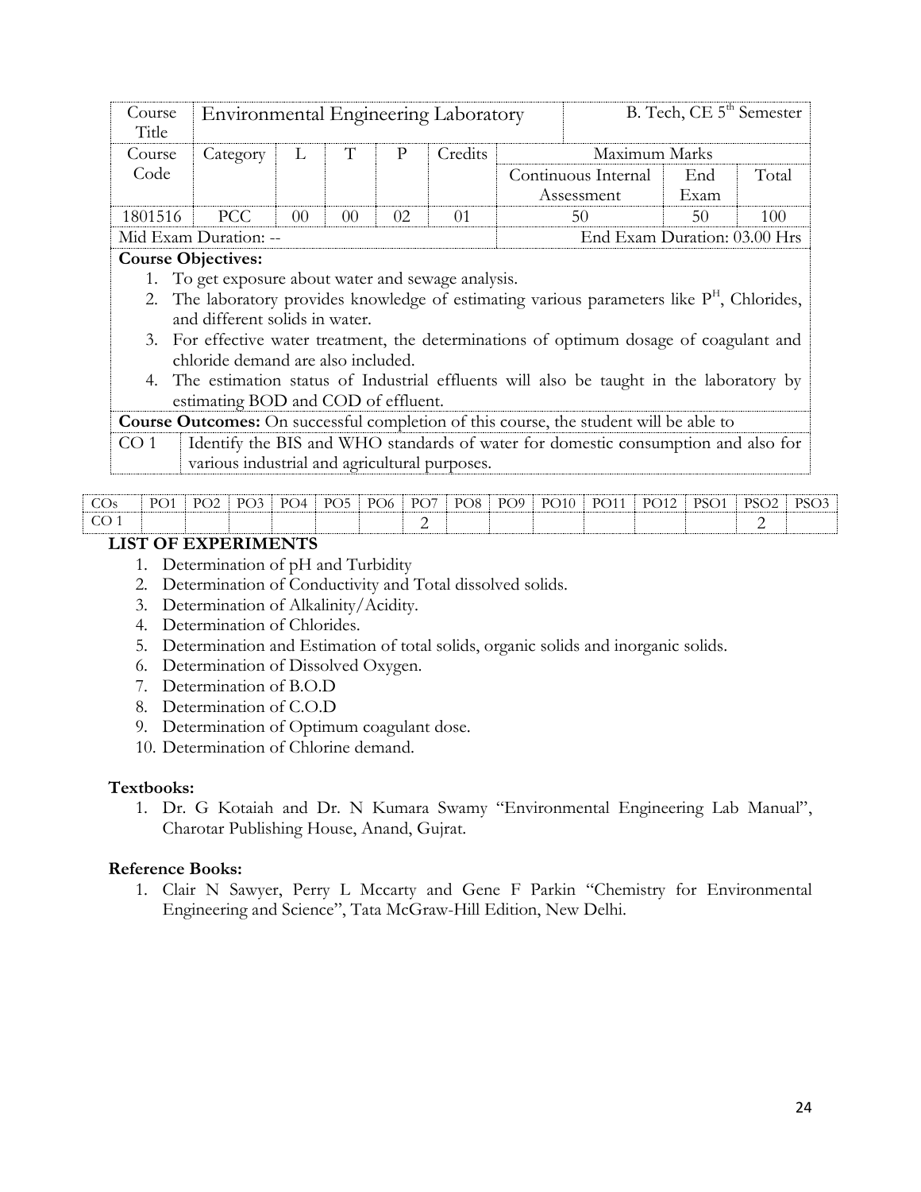| | | | | | | | | | |
|---|---|---|---|---|---|---|---|---|---|
| Course Title | Environmental Engineering Laboratory | | | | | B. Tech, CE $5^{th}$ Semester | | | |
| Course Code | Category | L | T | P | Credits | Maximum Marks | | | |
| | | | | | | Continuous Internal Assessment | End Exam | Total | |
| 1801516 | PCC | 00 | 00 | 02 | 01 | 50 | 50 | 100 | |
| Mid Exam Duration: -- | | | | | | End Exam Duration: 03.00 Hrs | | | |

**Course Objectives:**

1. To get exposure about water and sewage analysis.
2. The laboratory provides knowledge of estimating various parameters like $P^H$, Chlorides, and different solids in water.
3. For effective water treatment, the determinations of optimum dosage of coagulant and chloride demand are also included.
4. The estimation status of Industrial effluents will also be taught in the laboratory by estimating BOD and COD of effluent.

**Course Outcomes:** On successful completion of this course, the student will be able to

| | |
|---|---|
| CO 1 | Identify the BIS and WHO standards of water for domestic consumption and also for various industrial and agricultural purposes. |

| COs | PO1 | PO2 | PO3 | PO4 | PO5 | PO6 | PO7 | PO8 | PO9 | PO10 | PO11 | PO12 | PSO1 | PSO2 | PSO3 |
|---|---|---|---|---|---|---|---|---|---|---|---|---|---|---|---|
| CO 1 | | | | | | | 2 | | | | | | | 2 | |

**LIST OF EXPERIMENTS**

1. Determination of pH and Turbidity
2. Determination of Conductivity and Total dissolved solids.
3. Determination of Alkalinity/Acidity.
4. Determination of Chlorides.
5. Determination and Estimation of total solids, organic solids and inorganic solids.
6. Determination of Dissolved Oxygen.
7. Determination of B.O.D
8. Determination of C.O.D
9. Determination of Optimum coagulant dose.
10. Determination of Chlorine demand.

**Textbooks:**

1. Dr. G Kotaiah and Dr. N Kumara Swamy "Environmental Engineering Lab Manual", Charotar Publishing House, Anand, Gujrat.

**Reference Books:**

1. Clair N Sawyer, Perry L Mccarty and Gene F Parkin "Chemistry for Environmental Engineering and Science", Tata McGraw-Hill Edition, New Delhi.